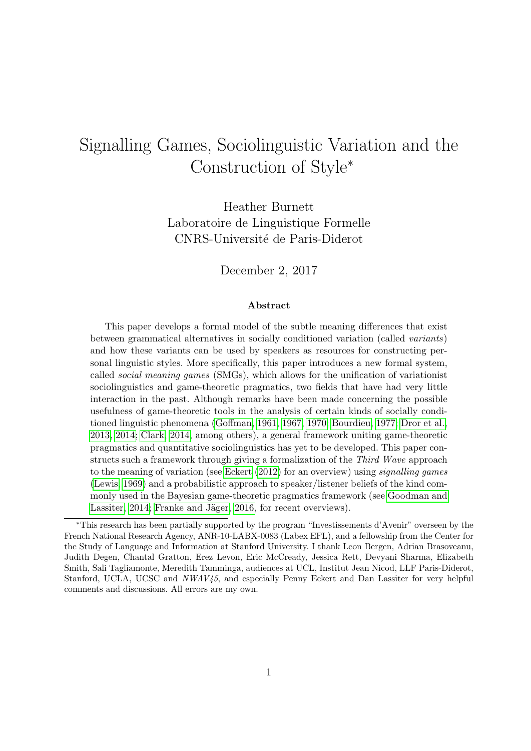# Signalling Games, Sociolinguistic Variation and the Construction of Style*

Heather Burnett
Laboratoire de Linguistique Formelle
CNRS-Université de Paris-Diderot

December 2, 2017

### Abstract

This paper develops a formal model of the subtle meaning differences that exist between grammatical alternatives in socially conditioned variation (called *variants*) and how these variants can be used by speakers as resources for constructing personal linguistic styles. More specifically, this paper introduces a new formal system, called *social meaning games* (SMGs), which allows for the unification of variationist sociolinguistics and game-theoretic pragmatics, two fields that have had very little interaction in the past. Although remarks have been made concerning the possible usefulness of game-theoretic tools in the analysis of certain kinds of socially conditioned linguistic phenomena (Goffman, 1961, 1967, 1970; Bourdieu, 1977; Dror et al., 2013, 2014; Clark, 2014, among others), a general framework uniting game-theoretic pragmatics and quantitative sociolinguistics has yet to be developed. This paper constructs such a framework through giving a formalization of the *Third Wave* approach to the meaning of variation (see Eckert (2012) for an overview) using *signalling games* (Lewis, 1969) and a probabilistic approach to speaker/listener beliefs of the kind commonly used in the Bayesian game-theoretic pragmatics framework (see Goodman and Lassiter, 2014; Franke and Jäger, 2016, for recent overviews).

---

*This research has been partially supported by the program "Investissements d'Avenir" overseen by the French National Research Agency, ANR-10-LABX-0083 (Labex EFL), and a fellowship from the Center for the Study of Language and Information at Stanford University. I thank Leon Bergen, Adrian Brasoveanu, Judith Degen, Chantal Gratton, Erez Levon, Eric McCready, Jessica Rett, Devyani Sharma, Elizabeth Smith, Sali Tagliamonte, Meredith Tamminga, audiences at UCL, Institut Jean Nicod, LLF Paris-Diderot, Stanford, UCLA, UCSC and *NWAV45*, and especially Penny Eckert and Dan Lassiter for very helpful comments and discussions. All errors are my own.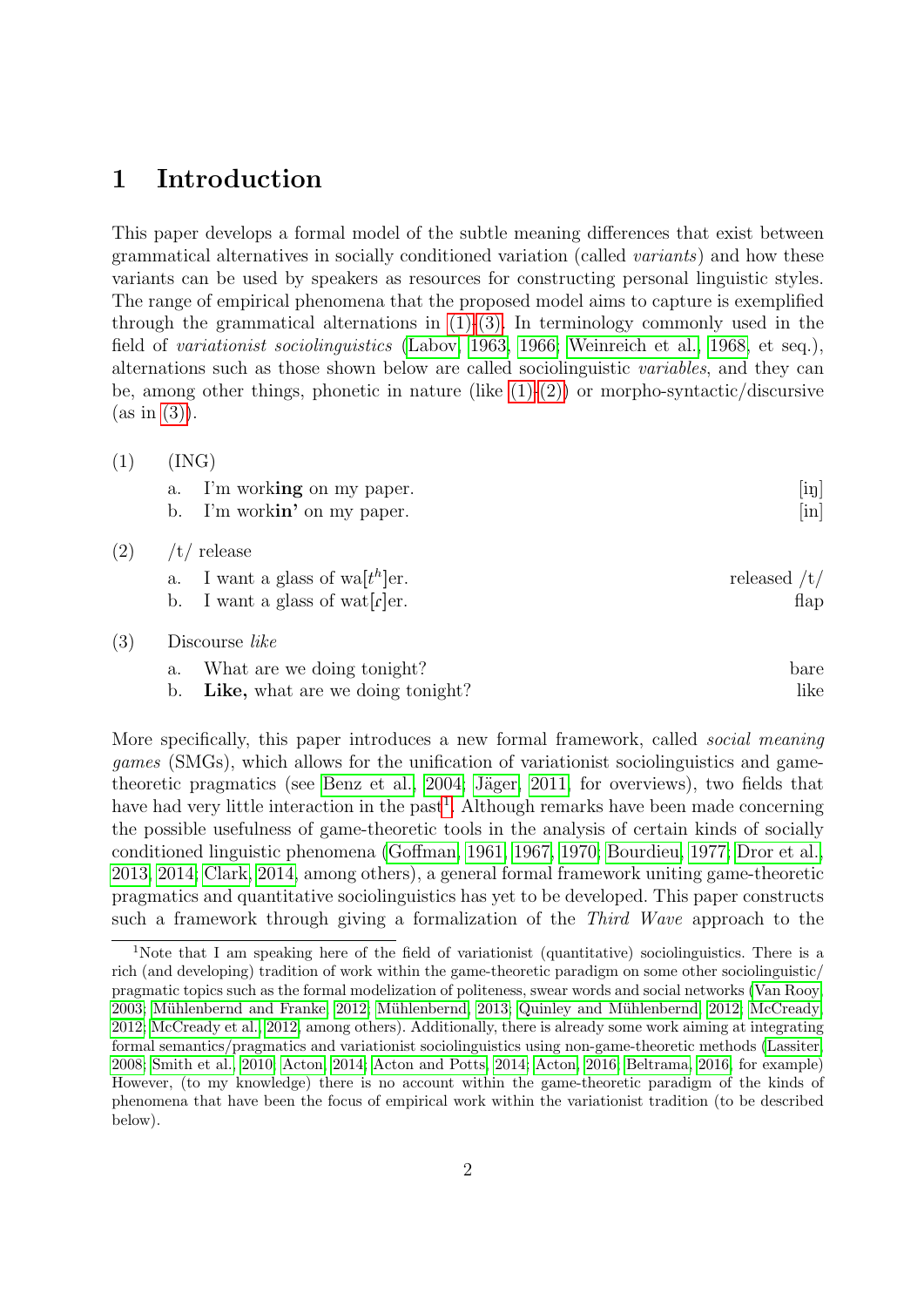# 1 Introduction

This paper develops a formal model of the subtle meaning differences that exist between grammatical alternatives in socially conditioned variation (called *variants*) and how these variants can be used by speakers as resources for constructing personal linguistic styles. The range of empirical phenomena that the proposed model aims to capture is exemplified through the grammatical alternations in (1)-(3). In terminology commonly used in the field of *variationist sociolinguistics* (Labov, 1963, 1966; Weinreich et al., 1968, et seq.), alternations such as those shown below are called sociolinguistic *variables*, and they can be, among other things, phonetic in nature (like (1)-(2)) or morpho-syntactic/discursive (as in (3)).

(1) (ING)
  a. I'm work**ing** on my paper. [iŋ]
  b. I'm work**in'** on my paper. [in]

(2) /t/ release
  a. I want a glass of wa[$t^h$]er. released /t/
  b. I want a glass of wat[ɾ]er. flap

(3) Discourse *like*
  a. What are we doing tonight? bare
  b. **Like,** what are we doing tonight? like

More specifically, this paper introduces a new formal framework, called *social meaning games* (SMGs), which allows for the unification of variationist sociolinguistics and game-theoretic pragmatics (see Benz et al., 2004; Jäger, 2011, for overviews), two fields that have had very little interaction in the past[1]. Although remarks have been made concerning the possible usefulness of game-theoretic tools in the analysis of certain kinds of socially conditioned linguistic phenomena (Goffman, 1961, 1967, 1970; Bourdieu, 1977; Dror et al., 2013, 2014; Clark, 2014, among others), a general formal framework uniting game-theoretic pragmatics and quantitative sociolinguistics has yet to be developed. This paper constructs such a framework through giving a formalization of the *Third Wave* approach to the

[1]Note that I am speaking here of the field of variationist (quantitative) sociolinguistics. There is a rich (and developing) tradition of work within the game-theoretic paradigm on some other sociolinguistic/ pragmatic topics such as the formal modelization of politeness, swear words and social networks (Van Rooy, 2003; Mühlenbernd and Franke, 2012; Mühlenbernd, 2013; Quinley and Mühlenbernd, 2012; McCready, 2012; McCready et al., 2012, among others). Additionally, there is already some work aiming at integrating formal semantics/pragmatics and variationist sociolinguistics using non-game-theoretic methods (Lassiter, 2008; Smith et al., 2010; Acton, 2014; Acton and Potts, 2014; Acton, 2016; Beltrama, 2016, for example) However, (to my knowledge) there is no account within the game-theoretic paradigm of the kinds of phenomena that have been the focus of empirical work within the variationist tradition (to be described below).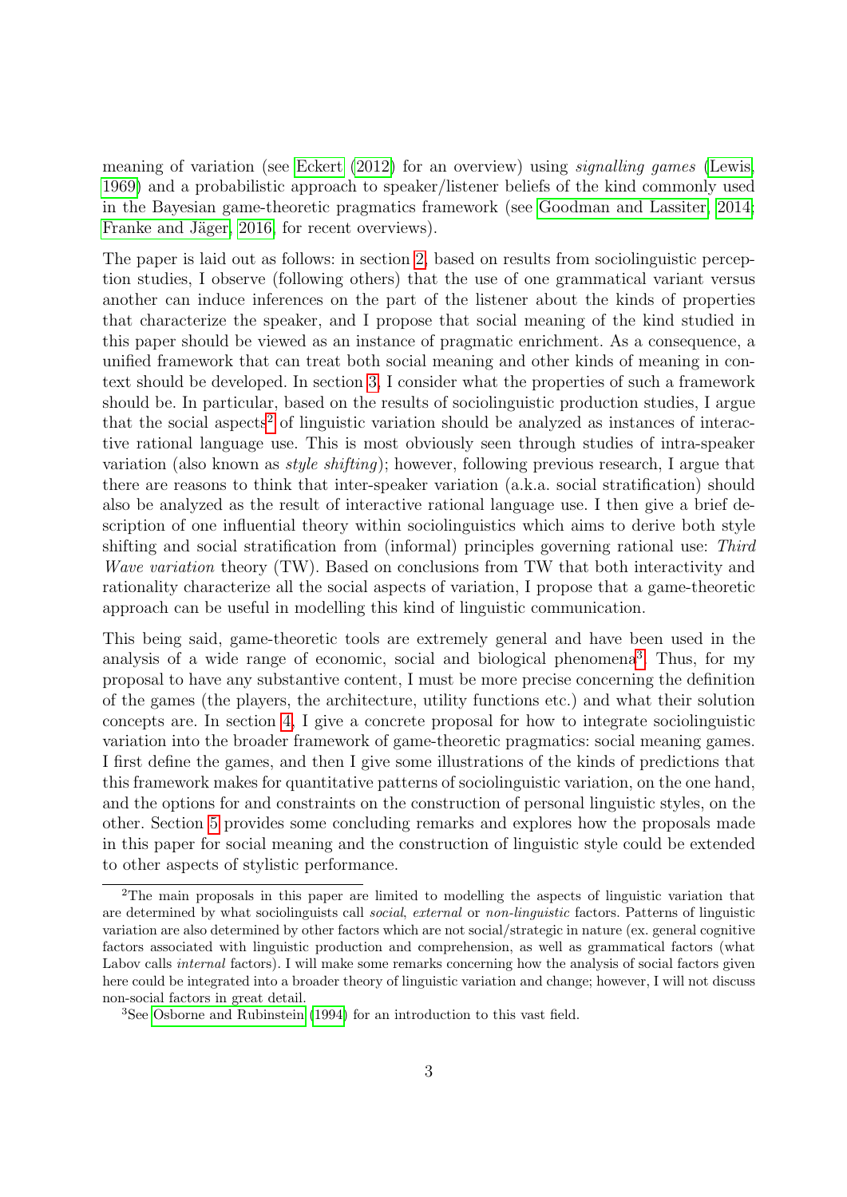meaning of variation (see Eckert (2012) for an overview) using *signalling games* (Lewis, 1969) and a probabilistic approach to speaker/listener beliefs of the kind commonly used in the Bayesian game-theoretic pragmatics framework (see Goodman and Lassiter, 2014; Franke and Jäger, 2016, for recent overviews).

The paper is laid out as follows: in section 2, based on results from sociolinguistic perception studies, I observe (following others) that the use of one grammatical variant versus another can induce inferences on the part of the listener about the kinds of properties that characterize the speaker, and I propose that social meaning of the kind studied in this paper should be viewed as an instance of pragmatic enrichment. As a consequence, a unified framework that can treat both social meaning and other kinds of meaning in context should be developed. In section 3, I consider what the properties of such a framework should be. In particular, based on the results of sociolinguistic production studies, I argue that the social aspects[2] of linguistic variation should be analyzed as instances of interactive rational language use. This is most obviously seen through studies of intra-speaker variation (also known as *style shifting*); however, following previous research, I argue that there are reasons to think that inter-speaker variation (a.k.a. social stratification) should also be analyzed as the result of interactive rational language use. I then give a brief description of one influential theory within sociolinguistics which aims to derive both style shifting and social stratification from (informal) principles governing rational use: *Third Wave variation* theory (TW). Based on conclusions from TW that both interactivity and rationality characterize all the social aspects of variation, I propose that a game-theoretic approach can be useful in modelling this kind of linguistic communication.

This being said, game-theoretic tools are extremely general and have been used in the analysis of a wide range of economic, social and biological phenomena[3]. Thus, for my proposal to have any substantive content, I must be more precise concerning the definition of the games (the players, the architecture, utility functions etc.) and what their solution concepts are. In section 4, I give a concrete proposal for how to integrate sociolinguistic variation into the broader framework of game-theoretic pragmatics: social meaning games. I first define the games, and then I give some illustrations of the kinds of predictions that this framework makes for quantitative patterns of sociolinguistic variation, on the one hand, and the options for and constraints on the construction of personal linguistic styles, on the other. Section 5 provides some concluding remarks and explores how the proposals made in this paper for social meaning and the construction of linguistic style could be extended to other aspects of stylistic performance.

[2]The main proposals in this paper are limited to modelling the aspects of linguistic variation that are determined by what sociolinguists call *social*, *external* or *non-linguistic* factors. Patterns of linguistic variation are also determined by other factors which are not social/strategic in nature (ex. general cognitive factors associated with linguistic production and comprehension, as well as grammatical factors (what Labov calls *internal* factors). I will make some remarks concerning how the analysis of social factors given here could be integrated into a broader theory of linguistic variation and change; however, I will not discuss non-social factors in great detail.

[3]See Osborne and Rubinstein (1994) for an introduction to this vast field.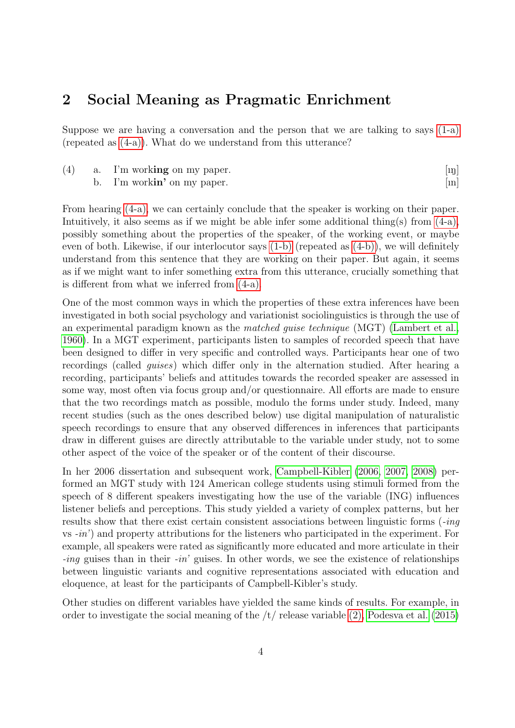## 2 Social Meaning as Pragmatic Enrichment

Suppose we are having a conversation and the person that we are talking to says (1-a) (repeated as (4-a)). What do we understand from this utterance?

(4) a. I'm work**ing** on my paper. [ɪŋ]
b. I'm work**in'** on my paper. [ɪn]

From hearing (4-a), we can certainly conclude that the speaker is working on their paper. Intuitively, it also seems as if we might be able infer some additional thing(s) from (4-a), possibly something about the properties of the speaker, of the working event, or maybe even of both. Likewise, if our interlocutor says (1-b) (repeated as (4-b)), we will definitely understand from this sentence that they are working on their paper. But again, it seems as if we might want to infer something extra from this utterance, crucially something that is different from what we inferred from (4-a).

One of the most common ways in which the properties of these extra inferences have been investigated in both social psychology and variationist sociolinguistics is through the use of an experimental paradigm known as the *matched guise technique* (MGT) (Lambert et al., 1960). In a MGT experiment, participants listen to samples of recorded speech that have been designed to differ in very specific and controlled ways. Participants hear one of two recordings (called *guises*) which differ only in the alternation studied. After hearing a recording, participants' beliefs and attitudes towards the recorded speaker are assessed in some way, most often via focus group and/or questionnaire. All efforts are made to ensure that the two recordings match as possible, modulo the forms under study. Indeed, many recent studies (such as the ones described below) use digital manipulation of naturalistic speech recordings to ensure that any observed differences in inferences that participants draw in different guises are directly attributable to the variable under study, not to some other aspect of the voice of the speaker or of the content of their discourse.

In her 2006 dissertation and subsequent work, Campbell-Kibler (2006, 2007, 2008) performed an MGT study with 124 American college students using stimuli formed from the speech of 8 different speakers investigating how the use of the variable (ING) influences listener beliefs and perceptions. This study yielded a variety of complex patterns, but her results show that there exist certain consistent associations between linguistic forms (*-ing* vs *-in'*) and property attributions for the listeners who participated in the experiment. For example, all speakers were rated as significantly more educated and more articulate in their *-ing* guises than in their *-in'* guises. In other words, we see the existence of relationships between linguistic variants and cognitive representations associated with education and eloquence, at least for the participants of Campbell-Kibler's study.

Other studies on different variables have yielded the same kinds of results. For example, in order to investigate the social meaning of the /t/ release variable (2), Podesva et al. (2015)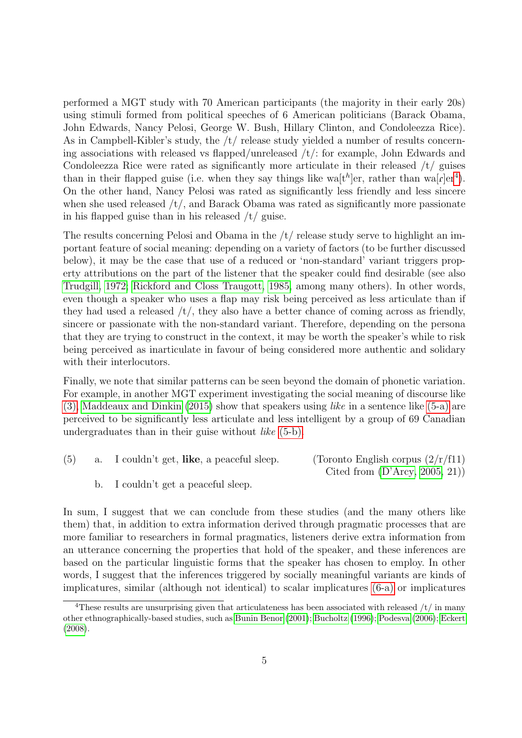performed a MGT study with 70 American participants (the majority in their early 20s) using stimuli formed from political speeches of 6 American politicians (Barack Obama, John Edwards, Nancy Pelosi, George W. Bush, Hillary Clinton, and Condoleezza Rice). As in Campbell-Kibler's study, the /t/ release study yielded a number of results concerning associations with released vs flapped/unreleased /t/: for example, John Edwards and Condoleezza Rice were rated as significantly more articulate in their released /t/ guises than in their flapped guise (i.e. when they say things like wa[t$^h$]er, rather than wa[ɾ]er[4]). On the other hand, Nancy Pelosi was rated as significantly less friendly and less sincere when she used released /t/, and Barack Obama was rated as significantly more passionate in his flapped guise than in his released /t/ guise.

The results concerning Pelosi and Obama in the /t/ release study serve to highlight an important feature of social meaning: depending on a variety of factors (to be further discussed below), it may be the case that use of a reduced or 'non-standard' variant triggers property attributions on the part of the listener that the speaker could find desirable (see also Trudgill, 1972; Rickford and Closs Traugott, 1985, among many others). In other words, even though a speaker who uses a flap may risk being perceived as less articulate than if they had used a released /t/, they also have a better chance of coming across as friendly, sincere or passionate with the non-standard variant. Therefore, depending on the persona that they are trying to construct in the context, it may be worth the speaker's while to risk being perceived as inarticulate in favour of being considered more authentic and solidary with their interlocutors.

Finally, we note that similar patterns can be seen beyond the domain of phonetic variation. For example, in another MGT experiment investigating the social meaning of discourse like (3), Maddeaux and Dinkin (2015) show that speakers using *like* in a sentence like (5-a) are perceived to be significantly less articulate and less intelligent by a group of 69 Canadian undergraduates than in their guise without *like* (5-b).

(5) a. I couldn't get, **like**, a peaceful sleep. (Toronto English corpus (2/r/f11) Cited from (D'Arcy, 2005, 21))

b. I couldn't get a peaceful sleep.

In sum, I suggest that we can conclude from these studies (and the many others like them) that, in addition to extra information derived through pragmatic processes that are more familiar to researchers in formal pragmatics, listeners derive extra information from an utterance concerning the properties that hold of the speaker, and these inferences are based on the particular linguistic forms that the speaker has chosen to employ. In other words, I suggest that the inferences triggered by socially meaningful variants are kinds of implicatures, similar (although not identical) to scalar implicatures (6-a) or implicatures

[4] These results are unsurprising given that articulateness has been associated with released /t/ in many other ethnographically-based studies, such as Bunin Benor (2001); Bucholtz (1996); Podesva (2006); Eckert (2008).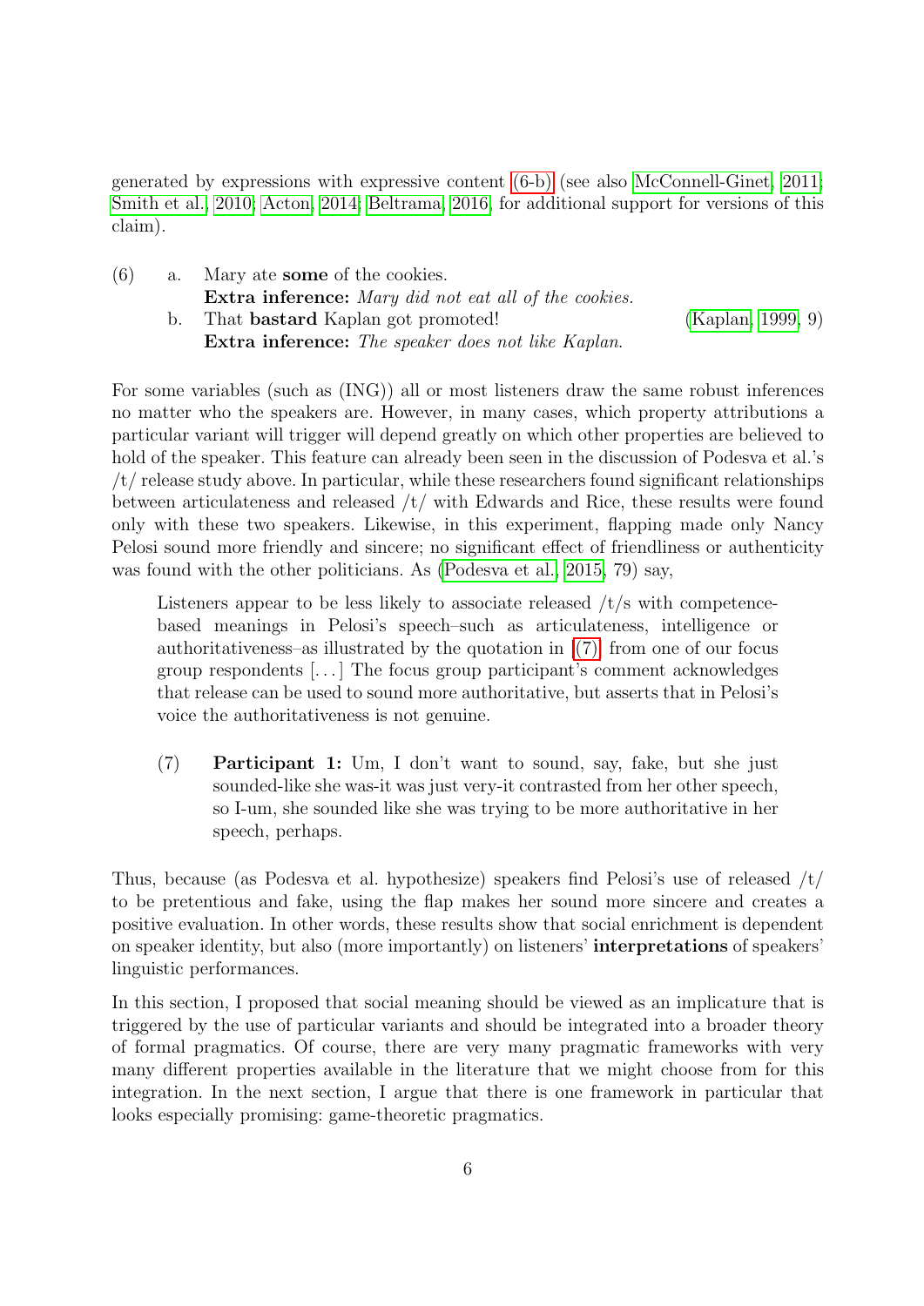generated by expressions with expressive content (6-b) (see also McConnell-Ginet, 2011; Smith et al., 2010; Acton, 2014; Beltrama, 2016, for additional support for versions of this claim).

(6) a. Mary ate **some** of the cookies.
   **Extra inference:** *Mary did not eat all of the cookies.*

   b. That **bastard** Kaplan got promoted! (Kaplan, 1999, 9)
   **Extra inference:** *The speaker does not like Kaplan.*

For some variables (such as (ING)) all or most listeners draw the same robust inferences no matter who the speakers are. However, in many cases, which property attributions a particular variant will trigger will depend greatly on which other properties are believed to hold of the speaker. This feature can already been seen in the discussion of Podesva et al.'s /t/ release study above. In particular, while these researchers found significant relationships between articulateness and released /t/ with Edwards and Rice, these results were found only with these two speakers. Likewise, in this experiment, flapping made only Nancy Pelosi sound more friendly and sincere; no significant effect of friendliness or authenticity was found with the other politicians. As (Podesva et al., 2015, 79) say,

> Listeners appear to be less likely to associate released /t/s with competence-based meanings in Pelosi's speech–such as articulateness, intelligence or authoritativeness–as illustrated by the quotation in (7) from one of our focus group respondents [...] The focus group participant's comment acknowledges that release can be used to sound more authoritative, but asserts that in Pelosi's voice the authoritativeness is not genuine.

(7) **Participant 1:** Um, I don't want to sound, say, fake, but she just sounded-like she was-it was just very-it contrasted from her other speech, so I-um, she sounded like she was trying to be more authoritative in her speech, perhaps.

Thus, because (as Podesva et al. hypothesize) speakers find Pelosi's use of released /t/ to be pretentious and fake, using the flap makes her sound more sincere and creates a positive evaluation. In other words, these results show that social enrichment is dependent on speaker identity, but also (more importantly) on listeners' **interpretations** of speakers' linguistic performances.

In this section, I proposed that social meaning should be viewed as an implicature that is triggered by the use of particular variants and should be integrated into a broader theory of formal pragmatics. Of course, there are very many pragmatic frameworks with very many different properties available in the literature that we might choose from for this integration. In the next section, I argue that there is one framework in particular that looks especially promising: game-theoretic pragmatics.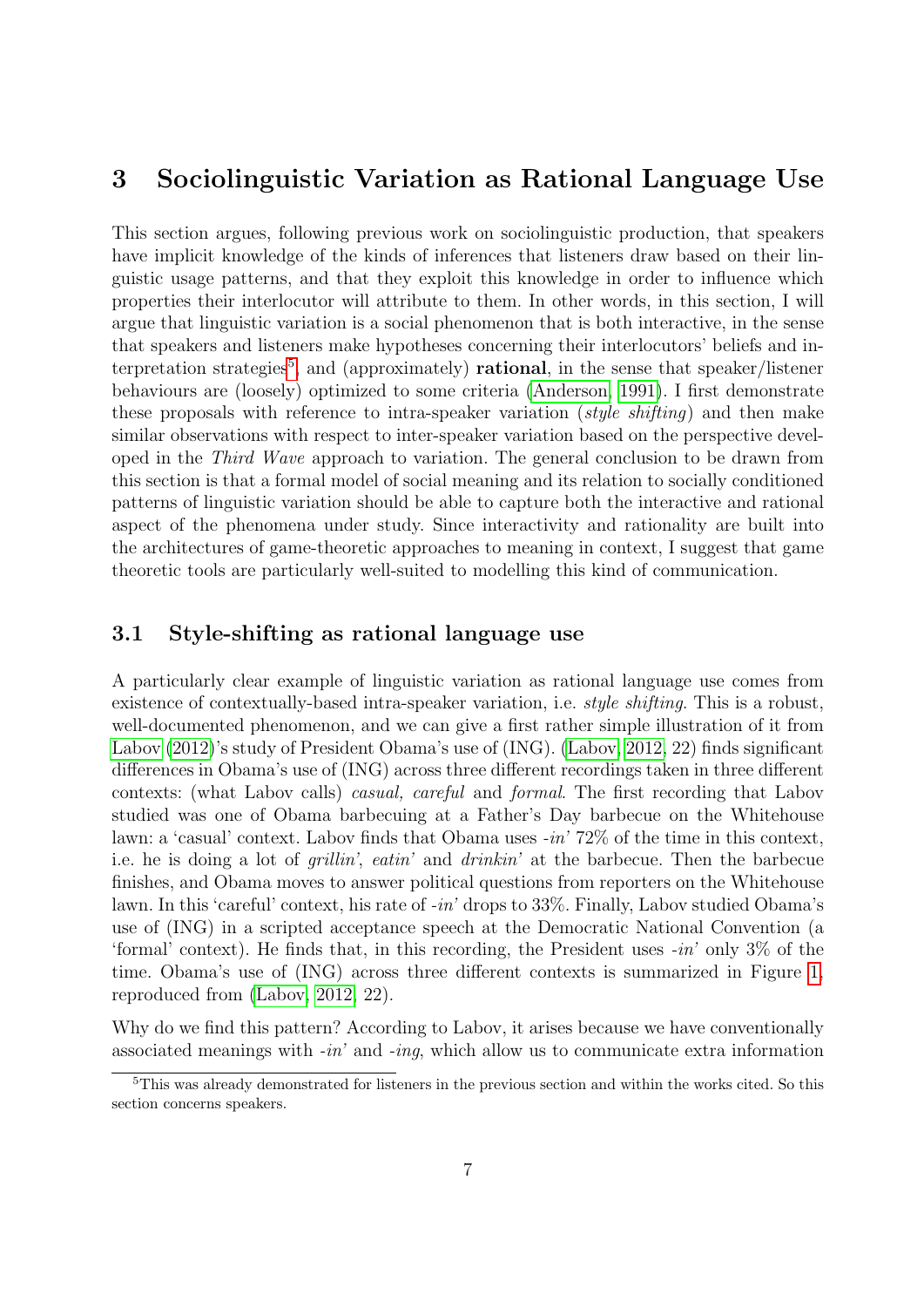## 3 Sociolinguistic Variation as Rational Language Use

This section argues, following previous work on sociolinguistic production, that speakers have implicit knowledge of the kinds of inferences that listeners draw based on their linguistic usage patterns, and that they exploit this knowledge in order to influence which properties their interlocutor will attribute to them. In other words, in this section, I will argue that linguistic variation is a social phenomenon that is both interactive, in the sense that speakers and listeners make hypotheses concerning their interlocutors' beliefs and interpretation strategies[5], and (approximately) **rational**, in the sense that speaker/listener behaviours are (loosely) optimized to some criteria (Anderson, 1991). I first demonstrate these proposals with reference to intra-speaker variation (*style shifting*) and then make similar observations with respect to inter-speaker variation based on the perspective developed in the *Third Wave* approach to variation. The general conclusion to be drawn from this section is that a formal model of social meaning and its relation to socially conditioned patterns of linguistic variation should be able to capture both the interactive and rational aspect of the phenomena under study. Since interactivity and rationality are built into the architectures of game-theoretic approaches to meaning in context, I suggest that game theoretic tools are particularly well-suited to modelling this kind of communication.

### 3.1 Style-shifting as rational language use

A particularly clear example of linguistic variation as rational language use comes from existence of contextually-based intra-speaker variation, i.e. *style shifting*. This is a robust, well-documented phenomenon, and we can give a first rather simple illustration of it from Labov (2012)'s study of President Obama's use of (ING). (Labov, 2012, 22) finds significant differences in Obama's use of (ING) across three different recordings taken in three different contexts: (what Labov calls) *casual, careful* and *formal*. The first recording that Labov studied was one of Obama barbecuing at a Father's Day barbecue on the Whitehouse lawn: a 'casual' context. Labov finds that Obama uses *-in'* 72% of the time in this context, i.e. he is doing a lot of *grillin'*, *eatin'* and *drinkin'* at the barbecue. Then the barbecue finishes, and Obama moves to answer political questions from reporters on the Whitehouse lawn. In this 'careful' context, his rate of *-in'* drops to 33%. Finally, Labov studied Obama's use of (ING) in a scripted acceptance speech at the Democratic National Convention (a 'formal' context). He finds that, in this recording, the President uses *-in'* only 3% of the time. Obama's use of (ING) across three different contexts is summarized in Figure 1, reproduced from (Labov, 2012, 22).

Why do we find this pattern? According to Labov, it arises because we have conventionally associated meanings with *-in'* and *-ing*, which allow us to communicate extra information

[5]This was already demonstrated for listeners in the previous section and within the works cited. So this section concerns speakers.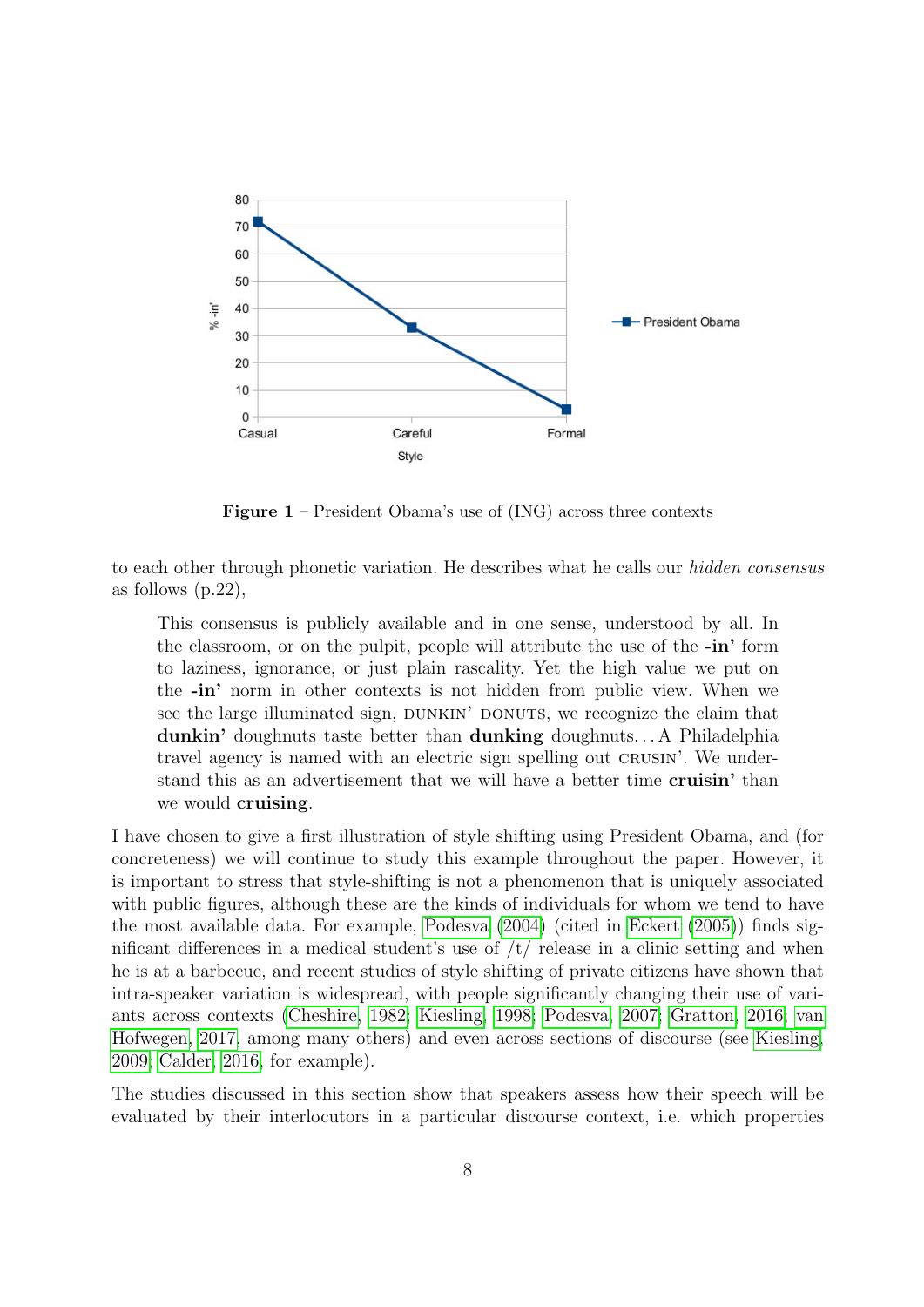**Figure 1** – President Obama's use of (ING) across three contexts

to each other through phonetic variation. He describes what he calls our *hidden consensus* as follows (p.22),

> This consensus is publicly available and in one sense, understood by all. In the classroom, or on the pulpit, people will attribute the use of the **-in'** form to laziness, ignorance, or just plain rascality. Yet the high value we put on the **-in'** norm in other contexts is not hidden from public view. When we see the large illuminated sign, DUNKIN' DONUTS, we recognize the claim that **dunkin'** doughnuts taste better than **dunking** doughnuts. . . A Philadelphia travel agency is named with an electric sign spelling out CRUSIN'. We understand this as an advertisement that we will have a better time **cruisin'** than we would **cruising**.

I have chosen to give a first illustration of style shifting using President Obama, and (for concreteness) we will continue to study this example throughout the paper. However, it is important to stress that style-shifting is not a phenomenon that is uniquely associated with public figures, although these are the kinds of individuals for whom we tend to have the most available data. For example, Podesva (2004) (cited in Eckert (2005)) finds significant differences in a medical student's use of /t/ release in a clinic setting and when he is at a barbecue, and recent studies of style shifting of private citizens have shown that intra-speaker variation is widespread, with people significantly changing their use of variants across contexts (Cheshire, 1982; Kiesling, 1998; Podesva, 2007; Gratton, 2016; van Hofwegen, 2017, among many others) and even across sections of discourse (see Kiesling, 2009; Calder, 2016, for example).

The studies discussed in this section show that speakers assess how their speech will be evaluated by their interlocutors in a particular discourse context, i.e. which properties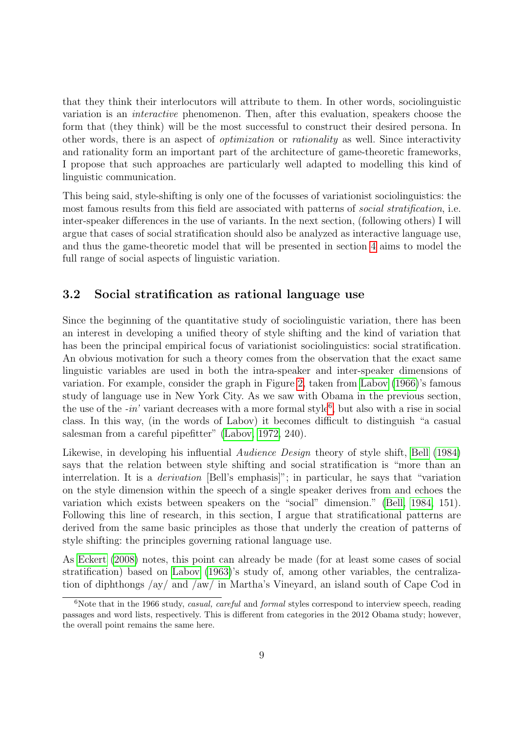that they think their interlocutors will attribute to them. In other words, sociolinguistic variation is an *interactive* phenomenon. Then, after this evaluation, speakers choose the form that (they think) will be the most successful to construct their desired persona. In other words, there is an aspect of *optimization* or *rationality* as well. Since interactivity and rationality form an important part of the architecture of game-theoretic frameworks, I propose that such approaches are particularly well adapted to modelling this kind of linguistic communication.

This being said, style-shifting is only one of the focusses of variationist sociolinguistics: the most famous results from this field are associated with patterns of *social stratification*, i.e. inter-speaker differences in the use of variants. In the next section, (following others) I will argue that cases of social stratification should also be analyzed as interactive language use, and thus the game-theoretic model that will be presented in section 4 aims to model the full range of social aspects of linguistic variation.

### 3.2 Social stratification as rational language use

Since the beginning of the quantitative study of sociolinguistic variation, there has been an interest in developing a unified theory of style shifting and the kind of variation that has been the principal empirical focus of variationist sociolinguistics: social stratification. An obvious motivation for such a theory comes from the observation that the exact same linguistic variables are used in both the intra-speaker and inter-speaker dimensions of variation. For example, consider the graph in Figure 2, taken from Labov (1966)'s famous study of language use in New York City. As we saw with Obama in the previous section, the use of the *-in'* variant decreases with a more formal style[6], but also with a rise in social class. In this way, (in the words of Labov) it becomes difficult to distinguish "a casual salesman from a careful pipefitter" (Labov, 1972, 240).

Likewise, in developing his influential *Audience Design* theory of style shift, Bell (1984) says that the relation between style shifting and social stratification is "more than an interrelation. It is a *derivation* [Bell's emphasis]"; in particular, he says that "variation on the style dimension within the speech of a single speaker derives from and echoes the variation which exists between speakers on the "social" dimension." (Bell, 1984, 151). Following this line of research, in this section, I argue that stratificational patterns are derived from the same basic principles as those that underly the creation of patterns of style shifting: the principles governing rational language use.

As Eckert (2008) notes, this point can already be made (for at least some cases of social stratification) based on Labov (1963)'s study of, among other variables, the centralization of diphthongs /ay/ and /aw/ in Martha's Vineyard, an island south of Cape Cod in

[6] Note that in the 1966 study, *casual, careful* and *formal* styles correspond to interview speech, reading passages and word lists, respectively. This is different from categories in the 2012 Obama study; however, the overall point remains the same here.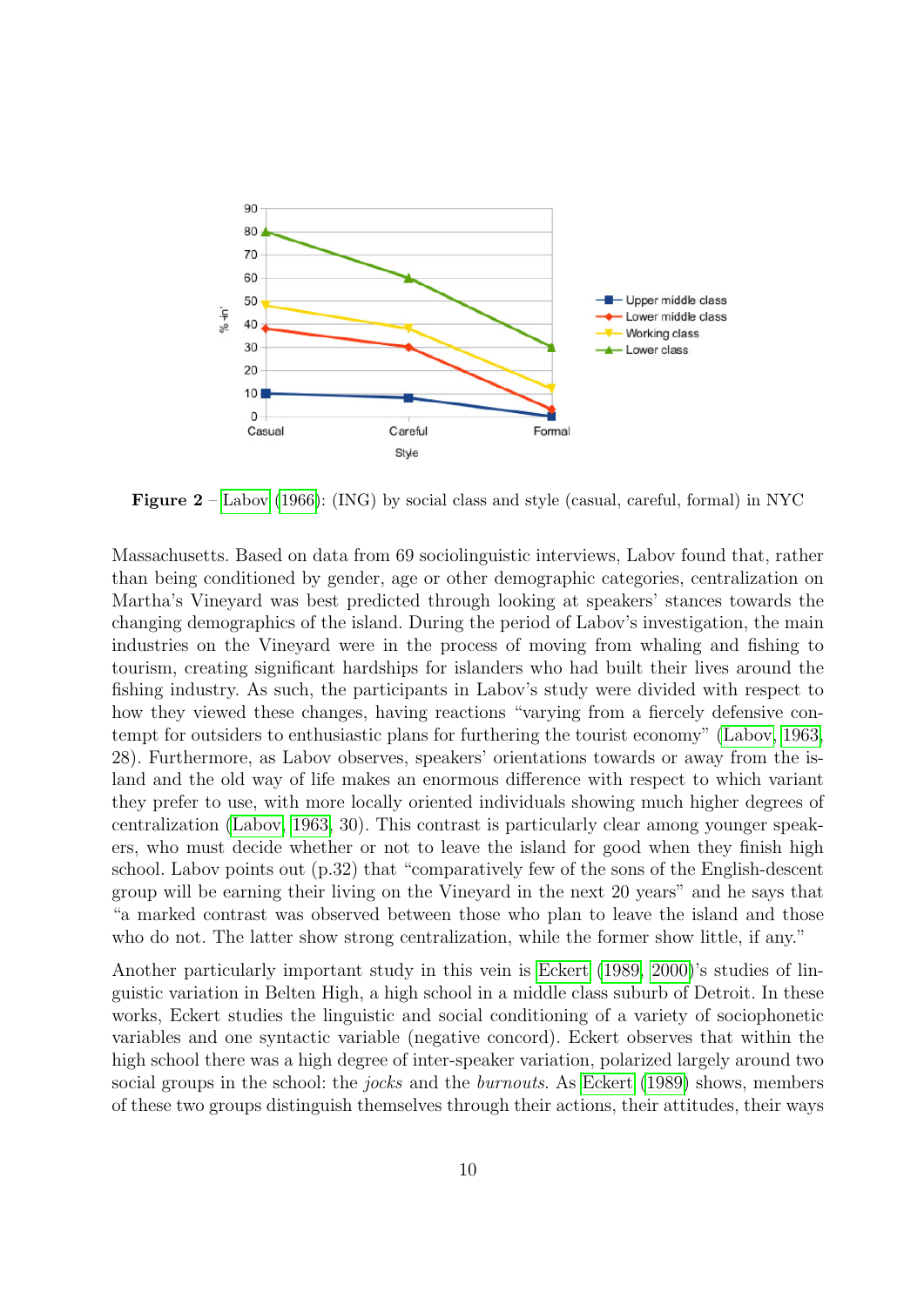**Figure 2** – Labov (1966): (ING) by social class and style (casual, careful, formal) in NYC

Massachusetts. Based on data from 69 sociolinguistic interviews, Labov found that, rather than being conditioned by gender, age or other demographic categories, centralization on Martha's Vineyard was best predicted through looking at speakers' stances towards the changing demographics of the island. During the period of Labov's investigation, the main industries on the Vineyard were in the process of moving from whaling and fishing to tourism, creating significant hardships for islanders who had built their lives around the fishing industry. As such, the participants in Labov's study were divided with respect to how they viewed these changes, having reactions "varying from a fiercely defensive contempt for outsiders to enthusiastic plans for furthering the tourist economy" (Labov, 1963, 28). Furthermore, as Labov observes, speakers' orientations towards or away from the island and the old way of life makes an enormous difference with respect to which variant they prefer to use, with more locally oriented individuals showing much higher degrees of centralization (Labov, 1963, 30). This contrast is particularly clear among younger speakers, who must decide whether or not to leave the island for good when they finish high school. Labov points out (p.32) that "comparatively few of the sons of the English-descent group will be earning their living on the Vineyard in the next 20 years" and he says that "a marked contrast was observed between those who plan to leave the island and those who do not. The latter show strong centralization, while the former show little, if any."

Another particularly important study in this vein is Eckert (1989, 2000)'s studies of linguistic variation in Belten High, a high school in a middle class suburb of Detroit. In these works, Eckert studies the linguistic and social conditioning of a variety of sociophonetic variables and one syntactic variable (negative concord). Eckert observes that within the high school there was a high degree of inter-speaker variation, polarized largely around two social groups in the school: the *jocks* and the *burnouts*. As Eckert (1989) shows, members of these two groups distinguish themselves through their actions, their attitudes, their ways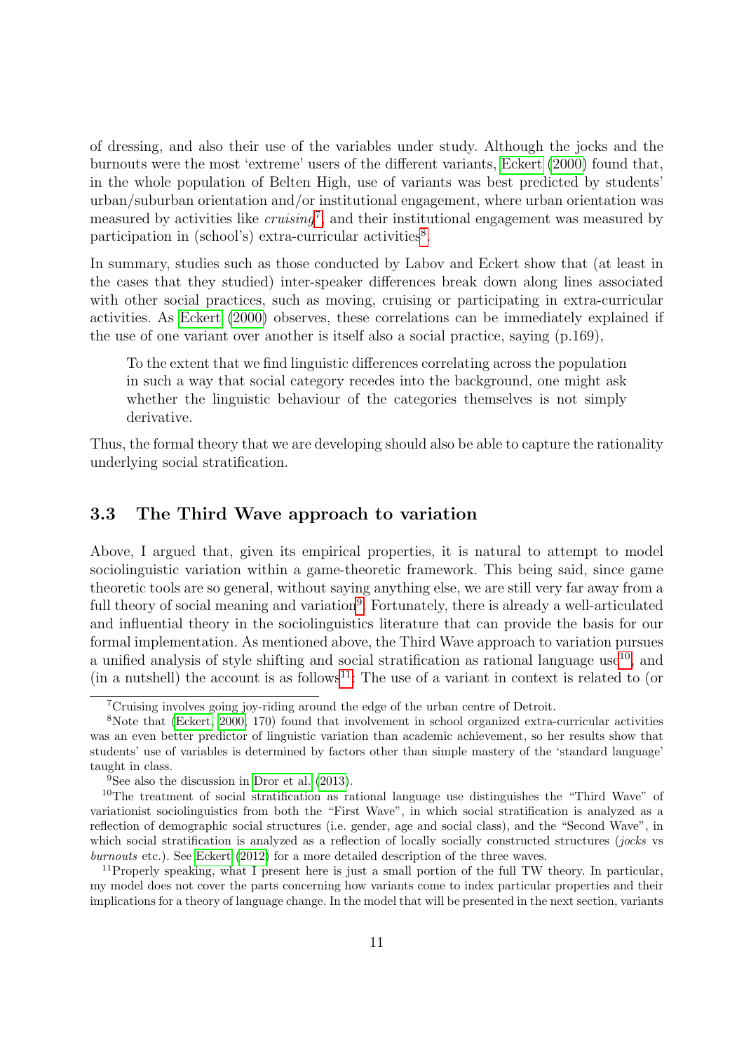of dressing, and also their use of the variables under study. Although the jocks and the burnouts were the most 'extreme' users of the different variants, Eckert (2000) found that, in the whole population of Belten High, use of variants was best predicted by students' urban/suburban orientation and/or institutional engagement, where urban orientation was measured by activities like *cruising*[7], and their institutional engagement was measured by participation in (school's) extra-curricular activities[8].

In summary, studies such as those conducted by Labov and Eckert show that (at least in the cases that they studied) inter-speaker differences break down along lines associated with other social practices, such as moving, cruising or participating in extra-curricular activities. As Eckert (2000) observes, these correlations can be immediately explained if the use of one variant over another is itself also a social practice, saying (p.169),

> To the extent that we find linguistic differences correlating across the population in such a way that social category recedes into the background, one might ask whether the linguistic behaviour of the categories themselves is not simply derivative.

Thus, the formal theory that we are developing should also be able to capture the rationality underlying social stratification.

### 3.3 The Third Wave approach to variation

Above, I argued that, given its empirical properties, it is natural to attempt to model sociolinguistic variation within a game-theoretic framework. This being said, since game theoretic tools are so general, without saying anything else, we are still very far away from a full theory of social meaning and variation[9]. Fortunately, there is already a well-articulated and influential theory in the sociolinguistics literature that can provide the basis for our formal implementation. As mentioned above, the Third Wave approach to variation pursues a unified analysis of style shifting and social stratification as rational language use[10], and (in a nutshell) the account is as follows[11]: The use of a variant in context is related to (or

---

[7]Cruising involves going joy-riding around the edge of the urban centre of Detroit.

[8]Note that (Eckert, 2000, 170) found that involvement in school organized extra-curricular activities was an even better predictor of linguistic variation than academic achievement, so her results show that students' use of variables is determined by factors other than simple mastery of the 'standard language' taught in class.

[9]See also the discussion in Dror et al. (2013).

[10]The treatment of social stratification as rational language use distinguishes the "Third Wave" of variationist sociolinguistics from both the "First Wave", in which social stratification is analyzed as a reflection of demographic social structures (i.e. gender, age and social class), and the "Second Wave", in which social stratification is analyzed as a reflection of locally socially constructed structures (*jocks* vs *burnouts* etc.). See Eckert (2012) for a more detailed description of the three waves.

[11]Properly speaking, what I present here is just a small portion of the full TW theory. In particular, my model does not cover the parts concerning how variants come to index particular properties and their implications for a theory of language change. In the model that will be presented in the next section, variants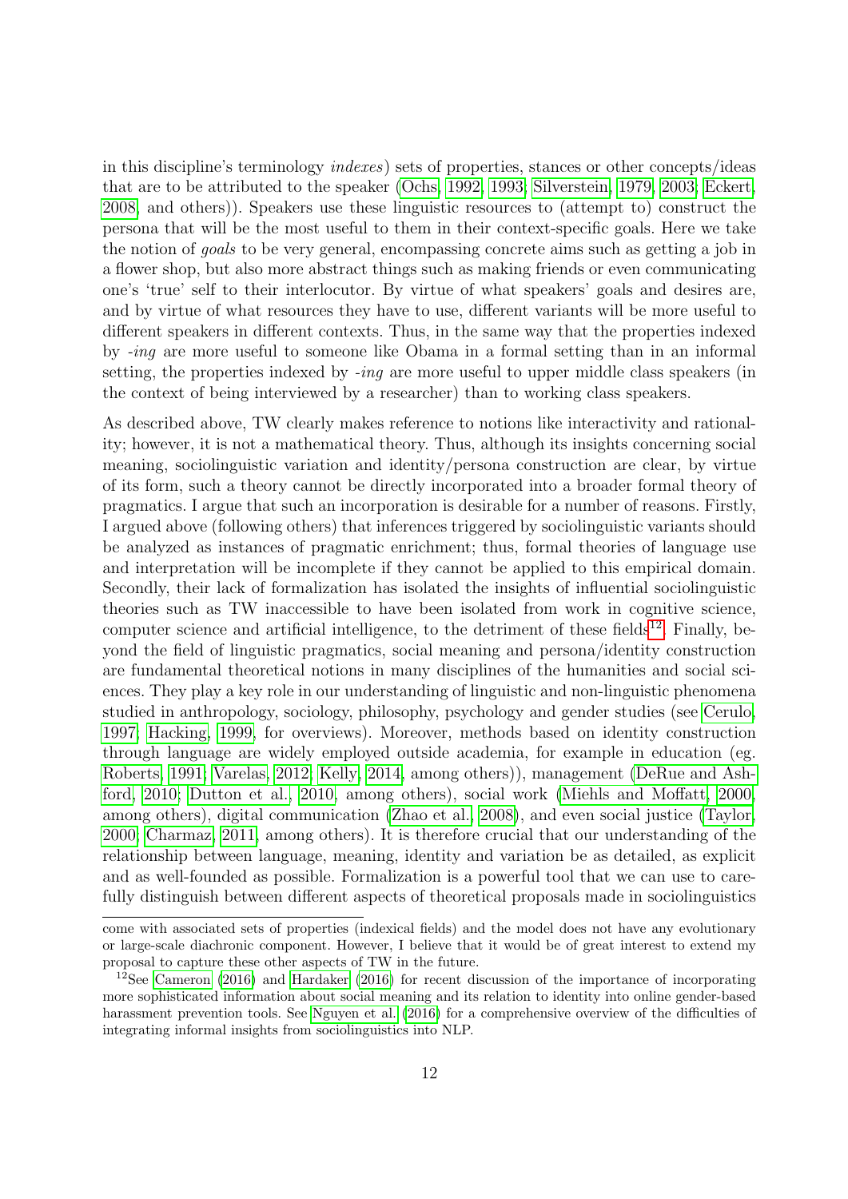in this discipline's terminology *indexes*) sets of properties, stances or other concepts/ideas that are to be attributed to the speaker (Ochs, 1992, 1993; Silverstein, 1979, 2003; Eckert, 2008, and others)). Speakers use these linguistic resources to (attempt to) construct the persona that will be the most useful to them in their context-specific goals. Here we take the notion of *goals* to be very general, encompassing concrete aims such as getting a job in a flower shop, but also more abstract things such as making friends or even communicating one's 'true' self to their interlocutor. By virtue of what speakers' goals and desires are, and by virtue of what resources they have to use, different variants will be more useful to different speakers in different contexts. Thus, in the same way that the properties indexed by *-ing* are more useful to someone like Obama in a formal setting than in an informal setting, the properties indexed by *-ing* are more useful to upper middle class speakers (in the context of being interviewed by a researcher) than to working class speakers.

As described above, TW clearly makes reference to notions like interactivity and rationality; however, it is not a mathematical theory. Thus, although its insights concerning social meaning, sociolinguistic variation and identity/persona construction are clear, by virtue of its form, such a theory cannot be directly incorporated into a broader formal theory of pragmatics. I argue that such an incorporation is desirable for a number of reasons. Firstly, I argued above (following others) that inferences triggered by sociolinguistic variants should be analyzed as instances of pragmatic enrichment; thus, formal theories of language use and interpretation will be incomplete if they cannot be applied to this empirical domain. Secondly, their lack of formalization has isolated the insights of influential sociolinguistic theories such as TW inaccessible to have been isolated from work in cognitive science, computer science and artificial intelligence, to the detriment of these fields[12]. Finally, beyond the field of linguistic pragmatics, social meaning and persona/identity construction are fundamental theoretical notions in many disciplines of the humanities and social sciences. They play a key role in our understanding of linguistic and non-linguistic phenomena studied in anthropology, sociology, philosophy, psychology and gender studies (see Cerulo, 1997; Hacking, 1999, for overviews). Moreover, methods based on identity construction through language are widely employed outside academia, for example in education (eg. Roberts, 1991; Varelas, 2012; Kelly, 2014, among others)), management (DeRue and Ashford, 2010; Dutton et al., 2010, among others), social work (Miehls and Moffatt, 2000, among others), digital communication (Zhao et al., 2008), and even social justice (Taylor, 2000; Charmaz, 2011, among others). It is therefore crucial that our understanding of the relationship between language, meaning, identity and variation be as detailed, as explicit and as well-founded as possible. Formalization is a powerful tool that we can use to carefully distinguish between different aspects of theoretical proposals made in sociolinguistics

---

come with associated sets of properties (indexical fields) and the model does not have any evolutionary or large-scale diachronic component. However, I believe that it would be of great interest to extend my proposal to capture these other aspects of TW in the future.

[12] See Cameron (2016) and Hardaker (2016) for recent discussion of the importance of incorporating more sophisticated information about social meaning and its relation to identity into online gender-based harassment prevention tools. See Nguyen et al. (2016) for a comprehensive overview of the difficulties of integrating informal insights from sociolinguistics into NLP.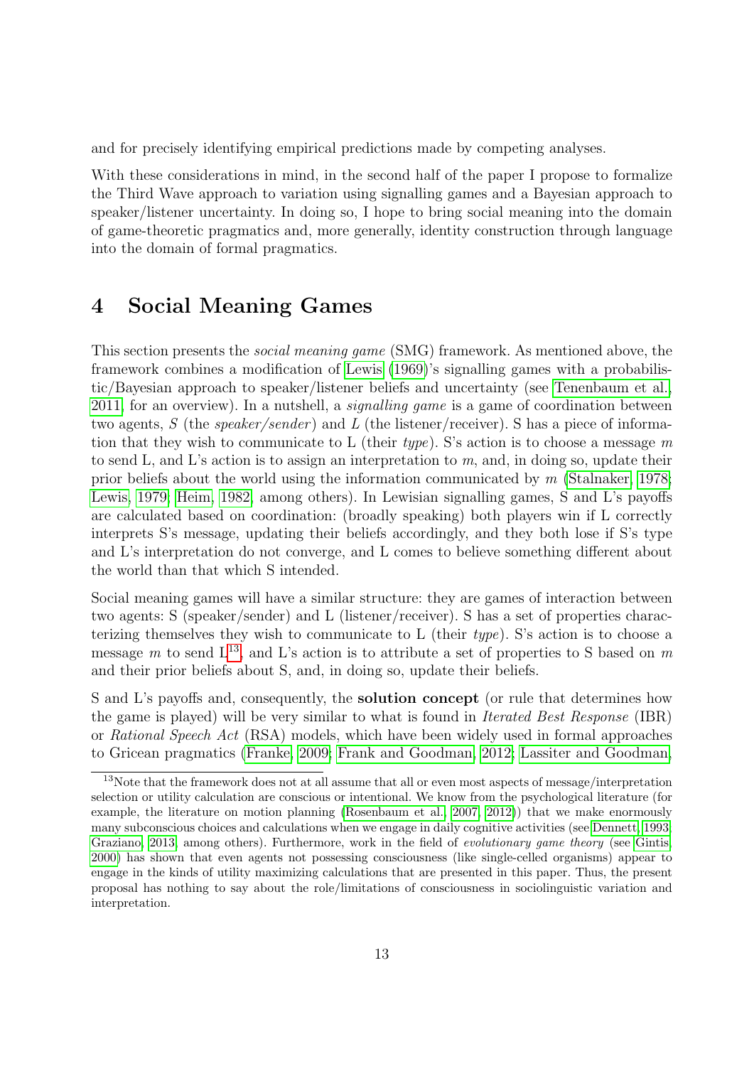and for precisely identifying empirical predictions made by competing analyses.

With these considerations in mind, in the second half of the paper I propose to formalize the Third Wave approach to variation using signalling games and a Bayesian approach to speaker/listener uncertainty. In doing so, I hope to bring social meaning into the domain of game-theoretic pragmatics and, more generally, identity construction through language into the domain of formal pragmatics.

# 4 Social Meaning Games

This section presents the *social meaning game* (SMG) framework. As mentioned above, the framework combines a modification of Lewis (1969)'s signalling games with a probabilistic/Bayesian approach to speaker/listener beliefs and uncertainty (see Tenenbaum et al., 2011, for an overview). In a nutshell, a *signalling game* is a game of coordination between two agents, $S$ (the *speaker/sender*) and $L$ (the listener/receiver). S has a piece of information that they wish to communicate to L (their *type*). S's action is to choose a message $m$ to send L, and L's action is to assign an interpretation to $m$, and, in doing so, update their prior beliefs about the world using the information communicated by $m$ (Stalnaker, 1978; Lewis, 1979; Heim, 1982, among others). In Lewisian signalling games, S and L's payoffs are calculated based on coordination: (broadly speaking) both players win if L correctly interprets S's message, updating their beliefs accordingly, and they both lose if S's type and L's interpretation do not converge, and L comes to believe something different about the world than that which S intended.

Social meaning games will have a similar structure: they are games of interaction between two agents: S (speaker/sender) and L (listener/receiver). S has a set of properties characterizing themselves they wish to communicate to L (their *type*). S's action is to choose a message $m$ to send L[13], and L's action is to attribute a set of properties to S based on $m$ and their prior beliefs about S, and, in doing so, update their beliefs.

S and L's payoffs and, consequently, the **solution concept** (or rule that determines how the game is played) will be very similar to what is found in *Iterated Best Response* (IBR) or *Rational Speech Act* (RSA) models, which have been widely used in formal approaches to Gricean pragmatics (Franke, 2009; Frank and Goodman, 2012; Lassiter and Goodman,

[13] Note that the framework does not at all assume that all or even most aspects of message/interpretation selection or utility calculation are conscious or intentional. We know from the psychological literature (for example, the literature on motion planning (Rosenbaum et al., 2007, 2012)) that we make enormously many subconscious choices and calculations when we engage in daily cognitive activities (see Dennett, 1993; Graziano, 2013, among others). Furthermore, work in the field of *evolutionary game theory* (see Gintis, 2000) has shown that even agents not possessing consciousness (like single-celled organisms) appear to engage in the kinds of utility maximizing calculations that are presented in this paper. Thus, the present proposal has nothing to say about the role/limitations of consciousness in sociolinguistic variation and interpretation.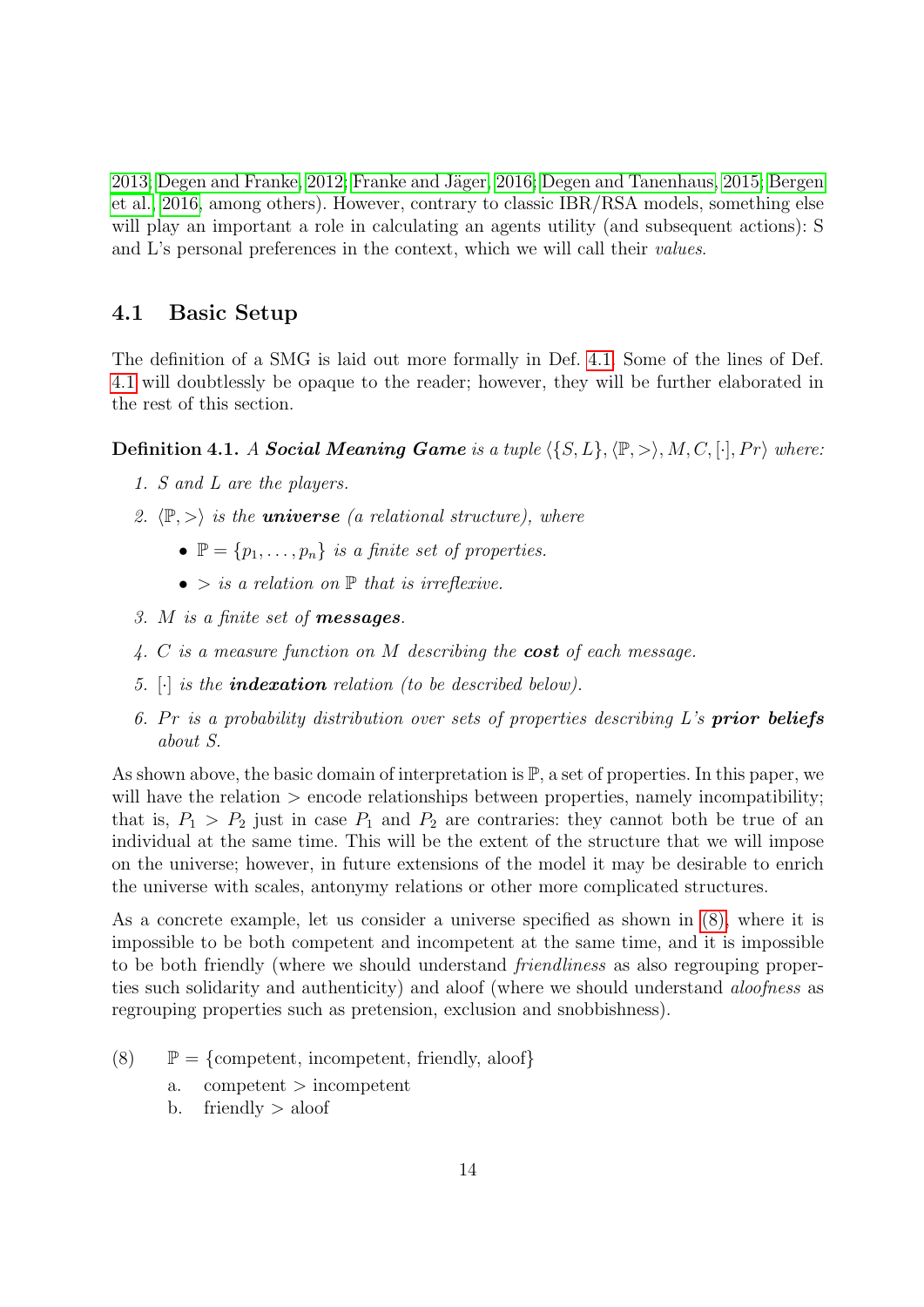2013; Degen and Franke, 2012; Franke and Jäger, 2016; Degen and Tanenhaus, 2015; Bergen et al., 2016, among others). However, contrary to classic IBR/RSA models, something else will play an important a role in calculating an agents utility (and subsequent actions): S and L's personal preferences in the context, which we will call their *values*.

## 4.1 Basic Setup

The definition of a SMG is laid out more formally in Def. 4.1. Some of the lines of Def. 4.1 will doubtlessly be opaque to the reader; however, they will be further elaborated in the rest of this section.

**Definition 4.1.** *A* ***Social Meaning Game*** *is a tuple* $\langle \{S, L\}, \langle \mathbb{P}, > \rangle, M, C, [\cdot], Pr \rangle$ *where:*

1. *S and L are the players.*
2. $\langle \mathbb{P}, > \rangle$ *is the* ***universe*** *(a relational structure), where*
   - $\mathbb{P} = \{p_1, \ldots, p_n\}$ *is a finite set of properties.*
   - $>$ *is a relation on* $\mathbb{P}$ *that is irreflexive.*
3. *M is a finite set of* ***messages****.*
4. *C is a measure function on M describing the* ***cost*** *of each message.*
5. $[\cdot]$ *is the* ***indexation*** *relation (to be described below).*
6. *Pr is a probability distribution over sets of properties describing L's* ***prior beliefs*** *about S.*

As shown above, the basic domain of interpretation is $\mathbb{P}$, a set of properties. In this paper, we will have the relation $>$ encode relationships between properties, namely incompatibility; that is, $P_1 > P_2$ just in case $P_1$ and $P_2$ are contraries: they cannot both be true of an individual at the same time. This will be the extent of the structure that we will impose on the universe; however, in future extensions of the model it may be desirable to enrich the universe with scales, antonymy relations or other more complicated structures.

As a concrete example, let us consider a universe specified as shown in (8), where it is impossible to be both competent and incompetent at the same time, and it is impossible to be both friendly (where we should understand *friendliness* as also regrouping properties such solidarity and authenticity) and aloof (where we should understand *aloofness* as regrouping properties such as pretension, exclusion and snobbishness).

(8) $\mathbb{P}$ = {competent, incompetent, friendly, aloof}

   a. competent $>$ incompetent
   
   b. friendly $>$ aloof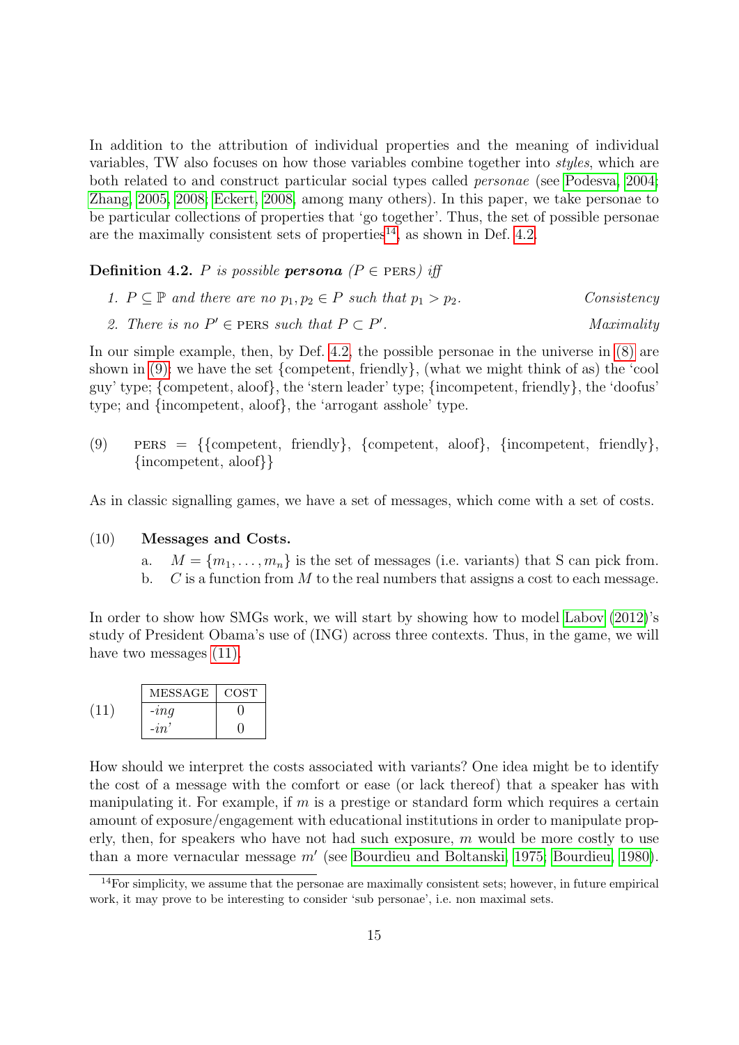In addition to the attribution of individual properties and the meaning of individual variables, TW also focuses on how those variables combine together into *styles*, which are both related to and construct particular social types called *personae* (see Podesva, 2004; Zhang, 2005, 2008; Eckert, 2008, among many others). In this paper, we take personae to be particular collections of properties that 'go together'. Thus, the set of possible personae are the maximally consistent sets of properties[14], as shown in Def. 4.2.

**Definition 4.2.** *$P$ is possible* ***persona*** *($P \in$ PERS) iff*

1. *$P \subseteq \mathbb{P}$ and there are no $p_1, p_2 \in P$ such that $p_1 > p_2$.* *Consistency*
2. *There is no $P' \in$ PERS such that $P \subset P'$.* *Maximality*

In our simple example, then, by Def. 4.2, the possible personae in the universe in (8) are shown in (9): we have the set {competent, friendly}, (what we might think of as) the 'cool guy' type; {competent, aloof}, the 'stern leader' type; {incompetent, friendly}, the 'doofus' type; and {incompetent, aloof}, the 'arrogant asshole' type.

(9) PERS = {{competent, friendly}, {competent, aloof}, {incompetent, friendly}, {incompetent, aloof}}

As in classic signalling games, we have a set of messages, which come with a set of costs.

(10) **Messages and Costs.**

a. $M = \{m_1, \ldots, m_n\}$ is the set of messages (i.e. variants) that S can pick from.
b. $C$ is a function from $M$ to the real numbers that assigns a cost to each message.

In order to show how SMGs work, we will start by showing how to model Labov (2012)'s study of President Obama's use of (ING) across three contexts. Thus, in the game, we will have two messages (11).

(11)

| MESSAGE | COST |
|---|---|
| *-ing* | 0 |
| *-in'* | 0 |

How should we interpret the costs associated with variants? One idea might be to identify the cost of a message with the comfort or ease (or lack thereof) that a speaker has with manipulating it. For example, if $m$ is a prestige or standard form which requires a certain amount of exposure/engagement with educational institutions in order to manipulate properly, then, for speakers who have not had such exposure, $m$ would be more costly to use than a more vernacular message $m'$ (see Bourdieu and Boltanski, 1975; Bourdieu, 1980).

[14]For simplicity, we assume that the personae are maximally consistent sets; however, in future empirical work, it may prove to be interesting to consider 'sub personae', i.e. non maximal sets.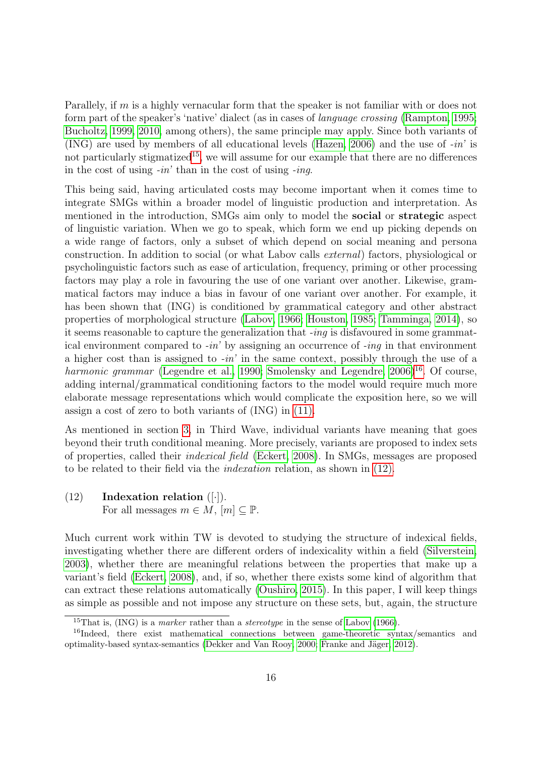Parallely, if $m$ is a highly vernacular form that the speaker is not familiar with or does not form part of the speaker's 'native' dialect (as in cases of *language crossing* (Rampton, 1995; Bucholtz, 1999, 2010, among others), the same principle may apply. Since both variants of (ING) are used by members of all educational levels (Hazen, 2006) and the use of *-in'* is not particularly stigmatized[15], we will assume for our example that there are no differences in the cost of using *-in'* than in the cost of using *-ing*.

This being said, having articulated costs may become important when it comes time to integrate SMGs within a broader model of linguistic production and interpretation. As mentioned in the introduction, SMGs aim only to model the **social** or **strategic** aspect of linguistic variation. When we go to speak, which form we end up picking depends on a wide range of factors, only a subset of which depend on social meaning and persona construction. In addition to social (or what Labov calls *external*) factors, physiological or psycholinguistic factors such as ease of articulation, frequency, priming or other processing factors may play a role in favouring the use of one variant over another. Likewise, grammatical factors may induce a bias in favour of one variant over another. For example, it has been shown that (ING) is conditioned by grammatical category and other abstract properties of morphological structure (Labov, 1966; Houston, 1985; Tamminga, 2014), so it seems reasonable to capture the generalization that *-ing* is disfavoured in some grammatical environment compared to *-in'* by assigning an occurrence of *-ing* in that environment a higher cost than is assigned to *-in'* in the same context, possibly through the use of a *harmonic grammar* (Legendre et al., 1990; Smolensky and Legendre, 2006)[16]. Of course, adding internal/grammatical conditioning factors to the model would require much more elaborate message representations which would complicate the exposition here, so we will assign a cost of zero to both variants of (ING) in (11).

As mentioned in section 3, in Third Wave, individual variants have meaning that goes beyond their truth conditional meaning. More precisely, variants are proposed to index sets of properties, called their *indexical field* (Eckert, 2008). In SMGs, messages are proposed to be related to their field via the *indexation* relation, as shown in (12).

(12) **Indexation relation** ($[\cdot]$).
For all messages $m \in M$, $[m] \subseteq \mathbb{P}$.

Much current work within TW is devoted to studying the structure of indexical fields, investigating whether there are different orders of indexicality within a field (Silverstein, 2003), whether there are meaningful relations between the properties that make up a variant's field (Eckert, 2008), and, if so, whether there exists some kind of algorithm that can extract these relations automatically (Oushiro, 2015). In this paper, I will keep things as simple as possible and not impose any structure on these sets, but, again, the structure

[15] That is, (ING) is a *marker* rather than a *stereotype* in the sense of Labov (1966).

[16] Indeed, there exist mathematical connections between game-theoretic syntax/semantics and optimality-based syntax-semantics (Dekker and Van Rooy, 2000; Franke and Jäger, 2012).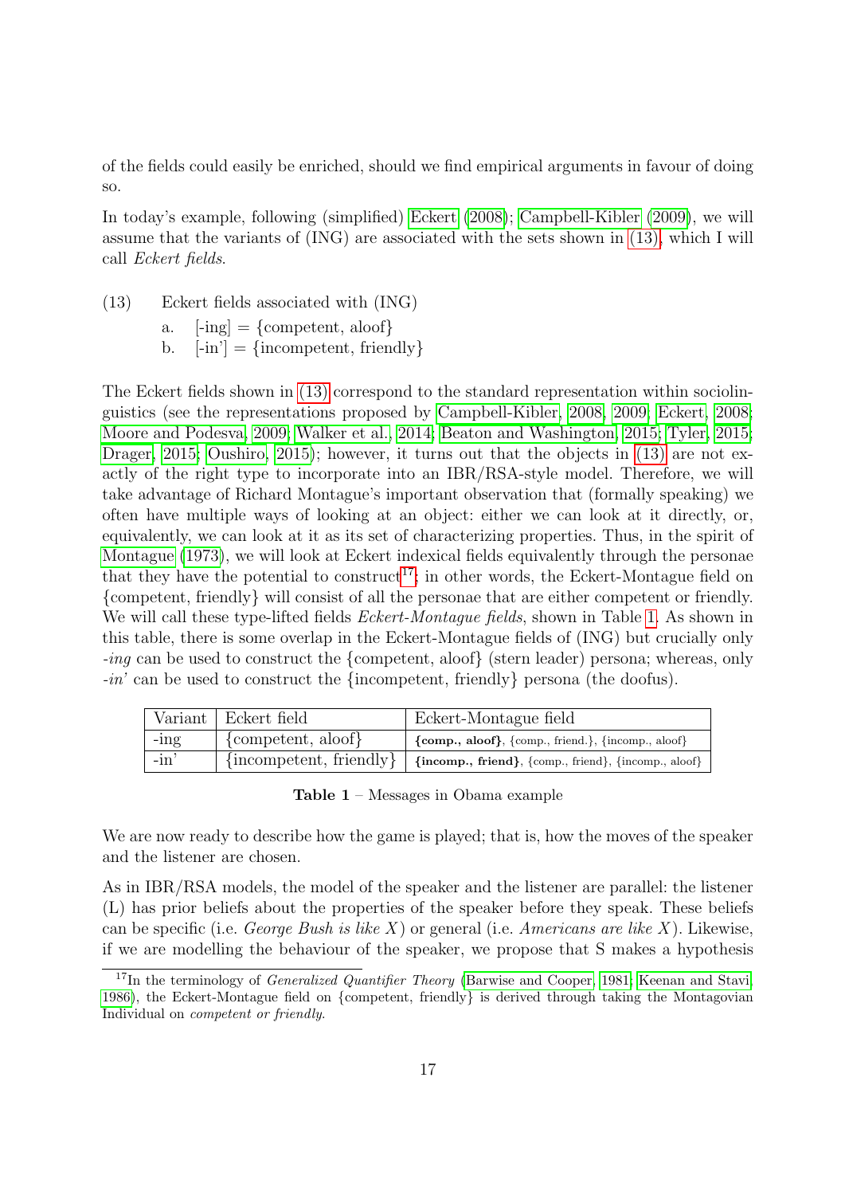of the fields could easily be enriched, should we find empirical arguments in favour of doing so.

In today's example, following (simplified) Eckert (2008); Campbell-Kibler (2009), we will assume that the variants of (ING) are associated with the sets shown in (13), which I will call *Eckert fields*.

(13) Eckert fields associated with (ING)

a. [-ing] = {competent, aloof}

b. [-in'] = {incompetent, friendly}

The Eckert fields shown in (13) correspond to the standard representation within sociolinguistics (see the representations proposed by Campbell-Kibler, 2008, 2009; Eckert, 2008; Moore and Podesva, 2009; Walker et al., 2014; Beaton and Washington, 2015; Tyler, 2015; Drager, 2015; Oushiro, 2015); however, it turns out that the objects in (13) are not exactly of the right type to incorporate into an IBR/RSA-style model. Therefore, we will take advantage of Richard Montague's important observation that (formally speaking) we often have multiple ways of looking at an object: either we can look at it directly, or, equivalently, we can look at it as its set of characterizing properties. Thus, in the spirit of Montague (1973), we will look at Eckert indexical fields equivalently through the personae that they have the potential to construct[17]; in other words, the Eckert-Montague field on {competent, friendly} will consist of all the personae that are either competent or friendly. We will call these type-lifted fields *Eckert-Montague fields*, shown in Table 1. As shown in this table, there is some overlap in the Eckert-Montague fields of (ING) but crucially only *-ing* can be used to construct the {competent, aloof} (stern leader) persona; whereas, only *-in'* can be used to construct the {incompetent, friendly} persona (the doofus).

| Variant | Eckert field | Eckert-Montague field |
|---|---|---|
| -ing | {competent, aloof} | **{comp., aloof}**, {comp., friend.}, {incomp., aloof} |
| -in' | {incompetent, friendly} | **{incomp., friend}**, {comp., friend}, {incomp., aloof} |

**Table 1** – Messages in Obama example

We are now ready to describe how the game is played; that is, how the moves of the speaker and the listener are chosen.

As in IBR/RSA models, the model of the speaker and the listener are parallel: the listener (L) has prior beliefs about the properties of the speaker before they speak. These beliefs can be specific (i.e. *George Bush is like X*) or general (i.e. *Americans are like X*). Likewise, if we are modelling the behaviour of the speaker, we propose that S makes a hypothesis

[17] In the terminology of *Generalized Quantifier Theory* (Barwise and Cooper, 1981; Keenan and Stavi, 1986), the Eckert-Montague field on {competent, friendly} is derived through taking the Montagovian Individual on *competent or friendly*.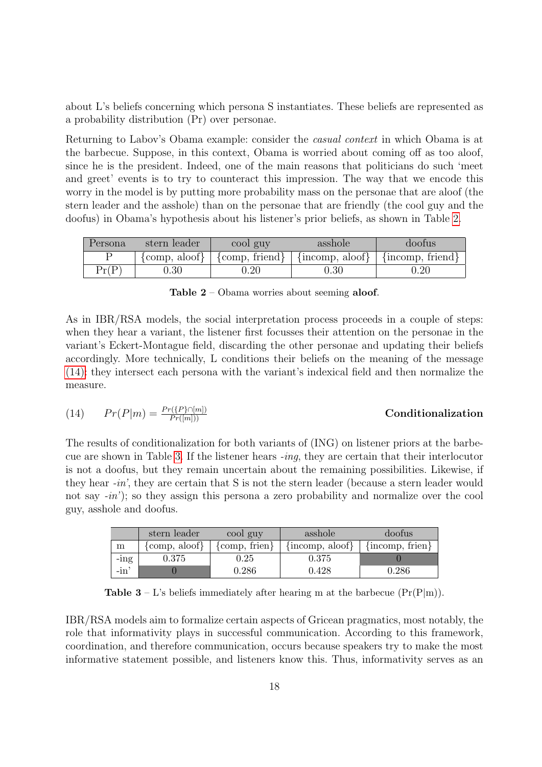about L's beliefs concerning which persona S instantiates. These beliefs are represented as a probability distribution (Pr) over personae.

Returning to Labov's Obama example: consider the *casual context* in which Obama is at the barbecue. Suppose, in this context, Obama is worried about coming off as too aloof, since he is the president. Indeed, one of the main reasons that politicians do such 'meet and greet' events is to try to counteract this impression. The way that we encode this worry in the model is by putting more probability mass on the personae that are aloof (the stern leader and the asshole) than on the personae that are friendly (the cool guy and the doofus) in Obama's hypothesis about his listener's prior beliefs, as shown in Table 2.

| Persona | stern leader | cool guy | asshole | doofus |
|---|---|---|---|---|
| P | {comp, aloof} | {comp, friend} | {incomp, aloof} | {incomp, friend} |
| Pr(P) | 0.30 | 0.20 | 0.30 | 0.20 |

**Table 2** – Obama worries about seeming **aloof**.

As in IBR/RSA models, the social interpretation process proceeds in a couple of steps: when they hear a variant, the listener first focusses their attention on the personae in the variant's Eckert-Montague field, discarding the other personae and updating their beliefs accordingly. More technically, L conditions their beliefs on the meaning of the message (14): they intersect each persona with the variant's indexical field and then normalize the measure.

(14) $Pr(P|m) = \frac{Pr(\{P\} \cap [m])}{Pr([m]))}$ **Conditionalization**

The results of conditionalization for both variants of (ING) on listener priors at the barbecue are shown in Table 3. If the listener hears *-ing*, they are certain that their interlocutor is not a doofus, but they remain uncertain about the remaining possibilities. Likewise, if they hear *-in'*, they are certain that S is not the stern leader (because a stern leader would not say *-in'*); so they assign this persona a zero probability and normalize over the cool guy, asshole and doofus.

| | stern leader | cool guy | asshole | doofus |
|---|---|---|---|---|
| m | {comp, aloof} | {comp, frien} | {incomp, aloof} | {incomp, frien} |
| -ing | 0.375 | 0.25 | 0.375 | 0 |
| -in' | 0 | 0.286 | 0.428 | 0.286 |

**Table 3** – L's beliefs immediately after hearing m at the barbecue (Pr(P|m)).

IBR/RSA models aim to formalize certain aspects of Gricean pragmatics, most notably, the role that informativity plays in successful communication. According to this framework, coordination, and therefore communication, occurs because speakers try to make the most informative statement possible, and listeners know this. Thus, informativity serves as an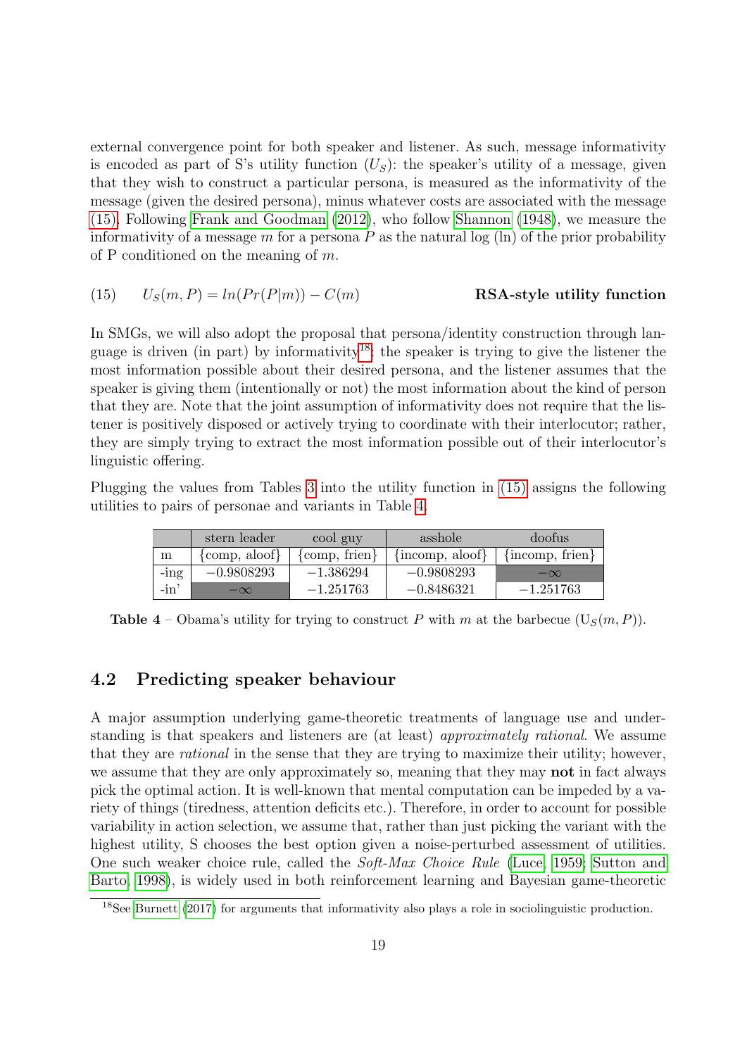external convergence point for both speaker and listener. As such, message informativity is encoded as part of S's utility function ($U_S$): the speaker's utility of a message, given that they wish to construct a particular persona, is measured as the informativity of the message (given the desired persona), minus whatever costs are associated with the message (15). Following Frank and Goodman (2012), who follow Shannon (1948), we measure the informativity of a message $m$ for a persona $P$ as the natural log (ln) of the prior probability of P conditioned on the meaning of $m$.

(15) $$U_S(m, P) = ln(Pr(P|m)) - C(m)$$ **RSA-style utility function**

In SMGs, we will also adopt the proposal that persona/identity construction through language is driven (in part) by informativity[18]: the speaker is trying to give the listener the most information possible about their desired persona, and the listener assumes that the speaker is giving them (intentionally or not) the most information about the kind of person that they are. Note that the joint assumption of informativity does not require that the listener is positively disposed or actively trying to coordinate with their interlocutor; rather, they are simply trying to extract the most information possible out of their interlocutor's linguistic offering.

Plugging the values from Tables 3 into the utility function in (15) assigns the following utilities to pairs of personae and variants in Table 4.

| | stern leader | cool guy | asshole | doofus |
|---|---|---|---|---|
| m | {comp, aloof} | {comp, frien} | {incomp, aloof} | {incomp, frien} |
| -ing | $-0.9808293$ | $-1.386294$ | $-0.9808293$ | $-\infty$ |
| -in' | $-\infty$ | $-1.251763$ | $-0.8486321$ | $-1.251763$ |

**Table 4** – Obama's utility for trying to construct $P$ with $m$ at the barbecue ($U_S(m, P)$).

## 4.2 Predicting speaker behaviour

A major assumption underlying game-theoretic treatments of language use and understanding is that speakers and listeners are (at least) *approximately rational*. We assume that they are *rational* in the sense that they are trying to maximize their utility; however, we assume that they are only approximately so, meaning that they may **not** in fact always pick the optimal action. It is well-known that mental computation can be impeded by a variety of things (tiredness, attention deficits etc.). Therefore, in order to account for possible variability in action selection, we assume that, rather than just picking the variant with the highest utility, S chooses the best option given a noise-perturbed assessment of utilities. One such weaker choice rule, called the *Soft-Max Choice Rule* (Luce, 1959; Sutton and Barto, 1998), is widely used in both reinforcement learning and Bayesian game-theoretic

[18] See Burnett (2017) for arguments that informativity also plays a role in sociolinguistic production.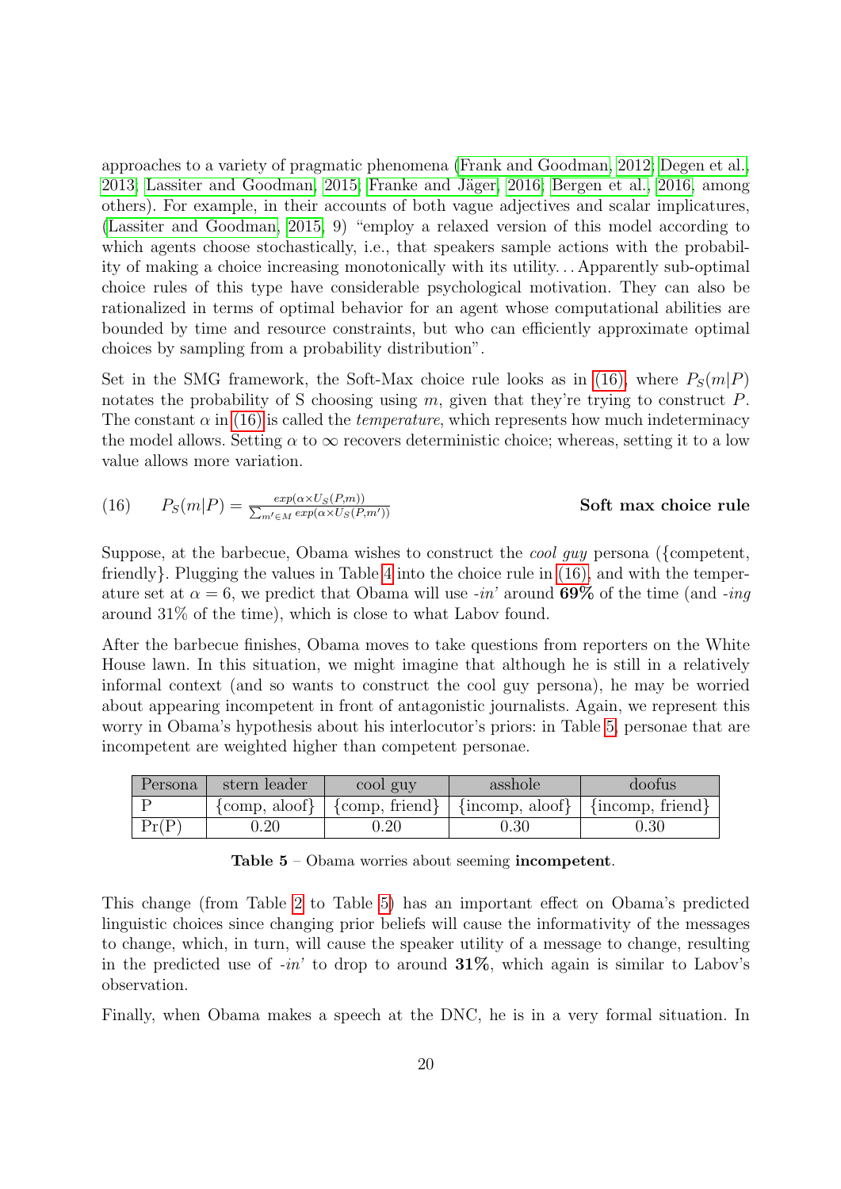approaches to a variety of pragmatic phenomena (Frank and Goodman, 2012; Degen et al., 2013; Lassiter and Goodman, 2015; Franke and Jäger, 2016; Bergen et al., 2016, among others). For example, in their accounts of both vague adjectives and scalar implicatures, (Lassiter and Goodman, 2015, 9) "employ a relaxed version of this model according to which agents choose stochastically, i.e., that speakers sample actions with the probability of making a choice increasing monotonically with its utility... Apparently sub-optimal choice rules of this type have considerable psychological motivation. They can also be rationalized in terms of optimal behavior for an agent whose computational abilities are bounded by time and resource constraints, but who can efficiently approximate optimal choices by sampling from a probability distribution".

Set in the SMG framework, the Soft-Max choice rule looks as in (16), where $P_S(m|P)$ notates the probability of S choosing using $m$, given that they're trying to construct $P$. The constant $\alpha$ in (16) is called the *temperature*, which represents how much indeterminacy the model allows. Setting $\alpha$ to $\infty$ recovers deterministic choice; whereas, setting it to a low value allows more variation.

(16) $P_S(m|P) = \frac{exp(\alpha \times U_S(P,m))}{\sum_{m' \in M} exp(\alpha \times U_S(P,m'))}$ **Soft max choice rule**

Suppose, at the barbecue, Obama wishes to construct the *cool guy* persona ({competent, friendly}. Plugging the values in Table 4 into the choice rule in (16), and with the temperature set at $\alpha = 6$, we predict that Obama will use *-in'* around **69%** of the time (and *-ing* around 31% of the time), which is close to what Labov found.

After the barbecue finishes, Obama moves to take questions from reporters on the White House lawn. In this situation, we might imagine that although he is still in a relatively informal context (and so wants to construct the cool guy persona), he may be worried about appearing incompetent in front of antagonistic journalists. Again, we represent this worry in Obama's hypothesis about his interlocutor's priors: in Table 5, personae that are incompetent are weighted higher than competent personae.

| Persona | stern leader | cool guy | asshole | doofus |
|---|---|---|---|---|
| P | {comp, aloof} | {comp, friend} | {incomp, aloof} | {incomp, friend} |
| Pr(P) | 0.20 | 0.20 | 0.30 | 0.30 |

**Table 5** – Obama worries about seeming **incompetent**.

This change (from Table 2 to Table 5) has an important effect on Obama's predicted linguistic choices since changing prior beliefs will cause the informativity of the messages to change, which, in turn, will cause the speaker utility of a message to change, resulting in the predicted use of *-in'* to drop to around **31%**, which again is similar to Labov's observation.

Finally, when Obama makes a speech at the DNC, he is in a very formal situation. In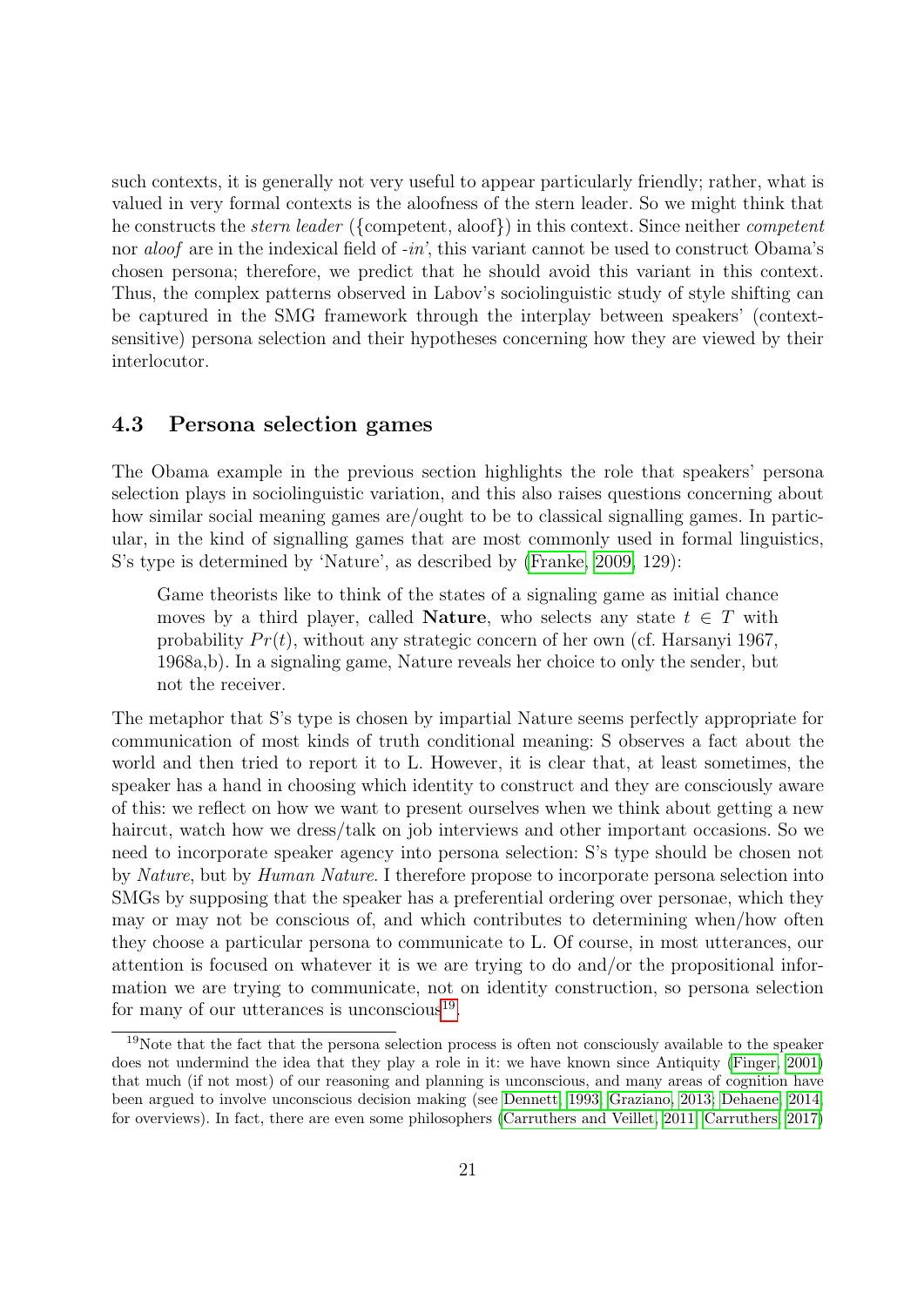such contexts, it is generally not very useful to appear particularly friendly; rather, what is valued in very formal contexts is the aloofness of the stern leader. So we might think that he constructs the *stern leader* ({competent, aloof}) in this context. Since neither *competent* nor *aloof* are in the indexical field of *-in'*, this variant cannot be used to construct Obama's chosen persona; therefore, we predict that he should avoid this variant in this context. Thus, the complex patterns observed in Labov's sociolinguistic study of style shifting can be captured in the SMG framework through the interplay between speakers' (context-sensitive) persona selection and their hypotheses concerning how they are viewed by their interlocutor.

### 4.3 Persona selection games

The Obama example in the previous section highlights the role that speakers' persona selection plays in sociolinguistic variation, and this also raises questions concerning about how similar social meaning games are/ought to be to classical signalling games. In particular, in the kind of signalling games that are most commonly used in formal linguistics, S's type is determined by 'Nature', as described by (Franke, 2009, 129):

> Game theorists like to think of the states of a signaling game as initial chance moves by a third player, called **Nature**, who selects any state $t \in T$ with probability $Pr(t)$, without any strategic concern of her own (cf. Harsanyi 1967, 1968a,b). In a signaling game, Nature reveals her choice to only the sender, but not the receiver.

The metaphor that S's type is chosen by impartial Nature seems perfectly appropriate for communication of most kinds of truth conditional meaning: S observes a fact about the world and then tried to report it to L. However, it is clear that, at least sometimes, the speaker has a hand in choosing which identity to construct and they are consciously aware of this: we reflect on how we want to present ourselves when we think about getting a new haircut, watch how we dress/talk on job interviews and other important occasions. So we need to incorporate speaker agency into persona selection: S's type should be chosen not by *Nature*, but by *Human Nature*. I therefore propose to incorporate persona selection into SMGs by supposing that the speaker has a preferential ordering over personae, which they may or may not be conscious of, and which contributes to determining when/how often they choose a particular persona to communicate to L. Of course, in most utterances, our attention is focused on whatever it is we are trying to do and/or the propositional information we are trying to communicate, not on identity construction, so persona selection for many of our utterances is unconscious[19].

[19]Note that the fact that the persona selection process is often not consciously available to the speaker does not undermind the idea that they play a role in it: we have known since Antiquity (Finger, 2001) that much (if not most) of our reasoning and planning is unconscious, and many areas of cognition have been argued to involve unconscious decision making (see Dennett, 1993; Graziano, 2013; Dehaene, 2014, for overviews). In fact, there are even some philosophers (Carruthers and Veillet, 2011; Carruthers, 2017)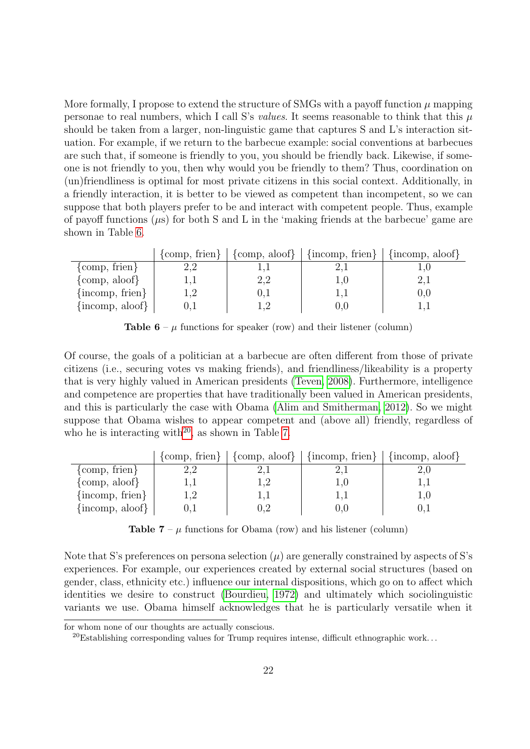More formally, I propose to extend the structure of SMGs with a payoff function $\mu$ mapping personae to real numbers, which I call S's *values*. It seems reasonable to think that this $\mu$ should be taken from a larger, non-linguistic game that captures S and L's interaction situation. For example, if we return to the barbecue example: social conventions at barbecues are such that, if someone is friendly to you, you should be friendly back. Likewise, if someone is not friendly to you, then why would you be friendly to them? Thus, coordination on (un)friendliness is optimal for most private citizens in this social context. Additionally, in a friendly interaction, it is better to be viewed as competent than incompetent, so we can suppose that both players prefer to be and interact with competent people. Thus, example of payoff functions ($\mu$s) for both S and L in the 'making friends at the barbecue' game are shown in Table 6.

| | {comp, frien} | {comp, aloof} | {incomp, frien} | {incomp, aloof} |
|---|---|---|---|---|
| {comp, frien} | 2,2 | 1,1 | 2,1 | 1,0 |
| {comp, aloof} | 1,1 | 2,2 | 1,0 | 2,1 |
| {incomp, frien} | 1,2 | 0,1 | 1,1 | 0,0 |
| {incomp, aloof} | 0,1 | 1,2 | 0,0 | 1,1 |

**Table 6** – $\mu$ functions for speaker (row) and their listener (column)

Of course, the goals of a politician at a barbecue are often different from those of private citizens (i.e., securing votes vs making friends), and friendliness/likeability is a property that is very highly valued in American presidents (Teven, 2008). Furthermore, intelligence and competence are properties that have traditionally been valued in American presidents, and this is particularly the case with Obama (Alim and Smitherman, 2012). So we might suppose that Obama wishes to appear competent and (above all) friendly, regardless of who he is interacting with[20], as shown in Table 7.

| | {comp, frien} | {comp, aloof} | {incomp, frien} | {incomp, aloof} |
|---|---|---|---|---|
| {comp, frien} | 2,2 | 2,1 | 2,1 | 2,0 |
| {comp, aloof} | 1,1 | 1,2 | 1,0 | 1,1 |
| {incomp, frien} | 1,2 | 1,1 | 1,1 | 1,0 |
| {incomp, aloof} | 0,1 | 0,2 | 0,0 | 0,1 |

**Table 7** – $\mu$ functions for Obama (row) and his listener (column)

Note that S's preferences on persona selection ($\mu$) are generally constrained by aspects of S's experiences. For example, our experiences created by external social structures (based on gender, class, ethnicity etc.) influence our internal dispositions, which go on to affect which identities we desire to construct (Bourdieu, 1972) and ultimately which sociolinguistic variants we use. Obama himself acknowledges that he is particularly versatile when it

for whom none of our thoughts are actually conscious.

[20] Establishing corresponding values for Trump requires intense, difficult ethnographic work. . .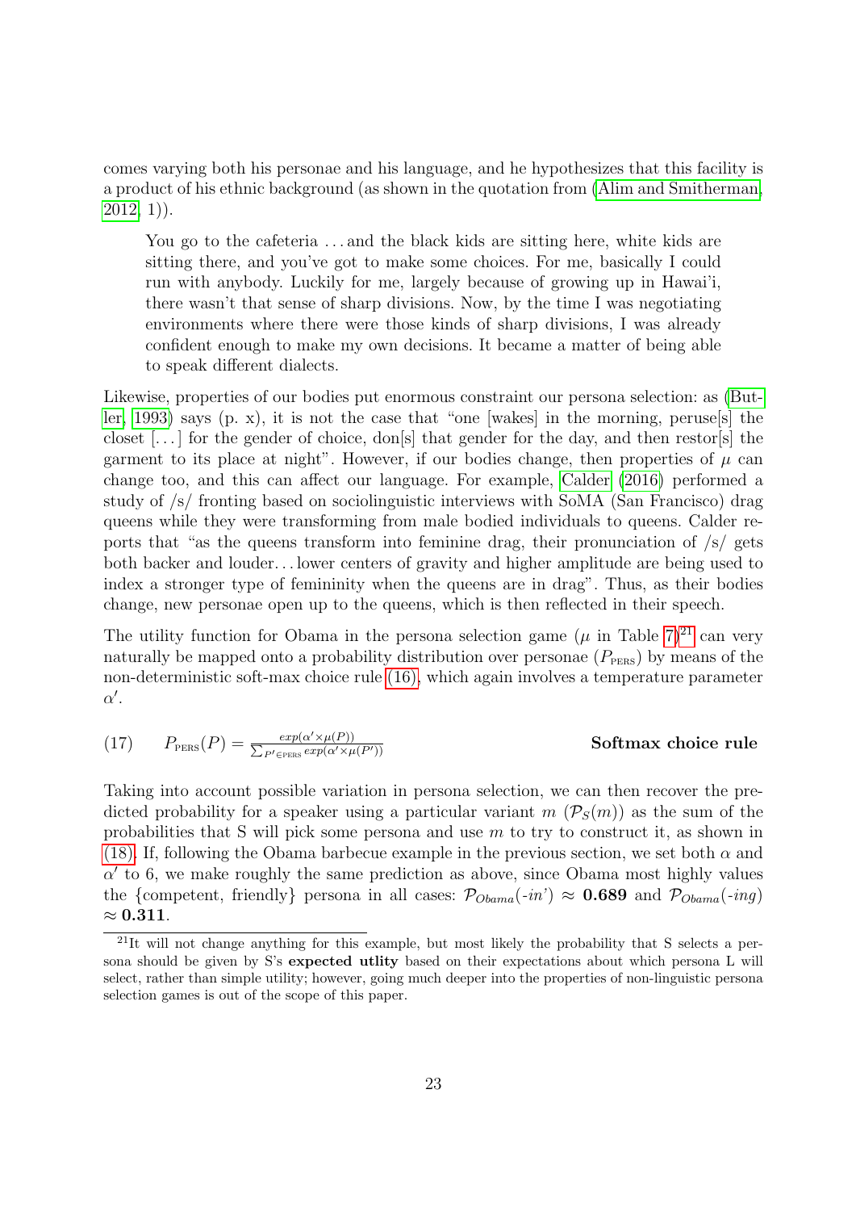comes varying both his personae and his language, and he hypothesizes that this facility is a product of his ethnic background (as shown in the quotation from (Alim and Smitherman, 2012, 1)).

> You go to the cafeteria ... and the black kids are sitting here, white kids are sitting there, and you've got to make some choices. For me, basically I could run with anybody. Luckily for me, largely because of growing up in Hawai'i, there wasn't that sense of sharp divisions. Now, by the time I was negotiating environments where there were those kinds of sharp divisions, I was already confident enough to make my own decisions. It became a matter of being able to speak different dialects.

Likewise, properties of our bodies put enormous constraint our persona selection: as (Butler, 1993) says (p. x), it is not the case that "one [wakes] in the morning, peruse[s] the closet [...] for the gender of choice, don[s] that gender for the day, and then restor[s] the garment to its place at night". However, if our bodies change, then properties of $\mu$ can change too, and this can affect our language. For example, Calder (2016) performed a study of /s/ fronting based on sociolinguistic interviews with SoMA (San Francisco) drag queens while they were transforming from male bodied individuals to queens. Calder reports that "as the queens transform into feminine drag, their pronunciation of /s/ gets both backer and louder... lower centers of gravity and higher amplitude are being used to index a stronger type of femininity when the queens are in drag". Thus, as their bodies change, new personae open up to the queens, which is then reflected in their speech.

The utility function for Obama in the persona selection game ($\mu$ in Table 7)[21] can very naturally be mapped onto a probability distribution over personae ($P_{\text{PERS}}$) by means of the non-deterministic soft-max choice rule (16), which again involves a temperature parameter $\alpha'$.

(17) $$P_{\text{PERS}}(P) = \frac{exp(\alpha' \times \mu(P))}{\sum_{P' \in \text{PERS}} exp(\alpha' \times \mu(P'))}$$ **Softmax choice rule**

Taking into account possible variation in persona selection, we can then recover the predicted probability for a speaker using a particular variant $m$ ($\mathcal{P}_S(m)$) as the sum of the probabilities that S will pick some persona and use $m$ to try to construct it, as shown in (18). If, following the Obama barbecue example in the previous section, we set both $\alpha$ and $\alpha'$ to 6, we make roughly the same prediction as above, since Obama most highly values the {competent, friendly} persona in all cases: $\mathcal{P}_{Obama}$(*-in'*) $\approx$ **0.689** and $\mathcal{P}_{Obama}$(*-ing*) $\approx$ **0.311**.

[21] It will not change anything for this example, but most likely the probability that S selects a persona should be given by S's **expected utlity** based on their expectations about which persona L will select, rather than simple utility; however, going much deeper into the properties of non-linguistic persona selection games is out of the scope of this paper.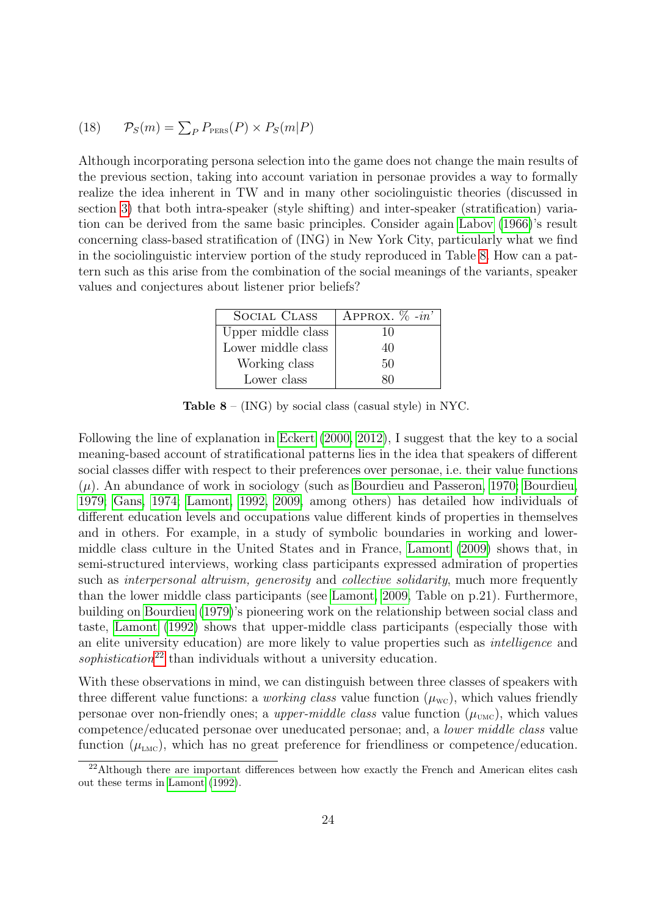(18) $\mathcal{P}_S(m) = \sum_P P_{\text{PERS}}(P) \times P_S(m|P)$

Although incorporating persona selection into the game does not change the main results of the previous section, taking into account variation in personae provides a way to formally realize the idea inherent in TW and in many other sociolinguistic theories (discussed in section 3) that both intra-speaker (style shifting) and inter-speaker (stratification) variation can be derived from the same basic principles. Consider again Labov (1966)'s result concerning class-based stratification of (ING) in New York City, particularly what we find in the sociolinguistic interview portion of the study reproduced in Table 8. How can a pattern such as this arise from the combination of the social meanings of the variants, speaker values and conjectures about listener prior beliefs?

| Social Class | Approx. % *-in'* |
|---|---|
| Upper middle class | 10 |
| Lower middle class | 40 |
| Working class | 50 |
| Lower class | 80 |

**Table 8** – (ING) by social class (casual style) in NYC.

Following the line of explanation in Eckert (2000, 2012), I suggest that the key to a social meaning-based account of stratificational patterns lies in the idea that speakers of different social classes differ with respect to their preferences over personae, i.e. their value functions ($\mu$). An abundance of work in sociology (such as Bourdieu and Passeron, 1970; Bourdieu, 1979; Gans, 1974; Lamont, 1992, 2009, among others) has detailed how individuals of different education levels and occupations value different kinds of properties in themselves and in others. For example, in a study of symbolic boundaries in working and lower-middle class culture in the United States and in France, Lamont (2009) shows that, in semi-structured interviews, working class participants expressed admiration of properties such as *interpersonal altruism, generosity* and *collective solidarity*, much more frequently than the lower middle class participants (see Lamont, 2009, Table on p.21). Furthermore, building on Bourdieu (1979)'s pioneering work on the relationship between social class and taste, Lamont (1992) shows that upper-middle class participants (especially those with an elite university education) are more likely to value properties such as *intelligence* and *sophistication*[22] than individuals without a university education.

With these observations in mind, we can distinguish between three classes of speakers with three different value functions: a *working class* value function ($\mu_{\text{WC}}$), which values friendly personae over non-friendly ones; a *upper-middle class* value function ($\mu_{\text{UMC}}$), which values competence/educated personae over uneducated personae; and, a *lower middle class* value function ($\mu_{\text{LMC}}$), which has no great preference for friendliness or competence/education.

[22] Although there are important differences between how exactly the French and American elites cash out these terms in Lamont (1992).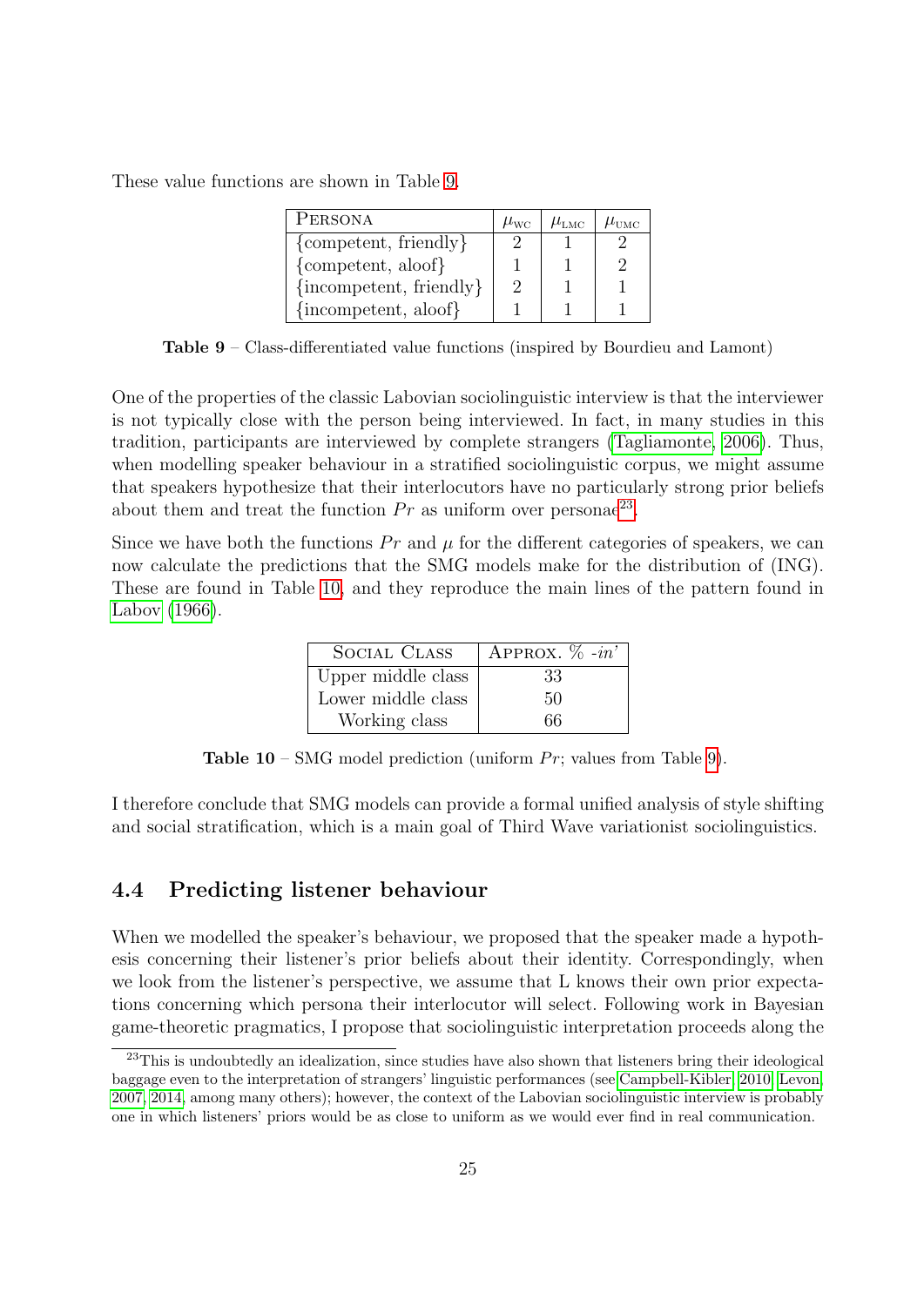These value functions are shown in Table 9.

| Persona | $\mu_{\text{WC}}$ | $\mu_{\text{LMC}}$ | $\mu_{\text{UMC}}$ |
|---|---|---|---|
| {competent, friendly} | 2 | 1 | 2 |
| {competent, aloof} | 1 | 1 | 2 |
| {incompetent, friendly} | 2 | 1 | 1 |
| {incompetent, aloof} | 1 | 1 | 1 |

**Table 9** – Class-differentiated value functions (inspired by Bourdieu and Lamont)

One of the properties of the classic Labovian sociolinguistic interview is that the interviewer is not typically close with the person being interviewed. In fact, in many studies in this tradition, participants are interviewed by complete strangers (Tagliamonte, 2006). Thus, when modelling speaker behaviour in a stratified sociolinguistic corpus, we might assume that speakers hypothesize that their interlocutors have no particularly strong prior beliefs about them and treat the function $Pr$ as uniform over personae[23].

Since we have both the functions $Pr$ and $\mu$ for the different categories of speakers, we can now calculate the predictions that the SMG models make for the distribution of (ING). These are found in Table 10, and they reproduce the main lines of the pattern found in Labov (1966).

| Social Class | Approx. % *-in'* |
|---|---|
| Upper middle class | 33 |
| Lower middle class | 50 |
| Working class | 66 |

**Table 10** – SMG model prediction (uniform $Pr$; values from Table 9).

I therefore conclude that SMG models can provide a formal unified analysis of style shifting and social stratification, which is a main goal of Third Wave variationist sociolinguistics.

## 4.4 Predicting listener behaviour

When we modelled the speaker's behaviour, we proposed that the speaker made a hypothesis concerning their listener's prior beliefs about their identity. Correspondingly, when we look from the listener's perspective, we assume that L knows their own prior expectations concerning which persona their interlocutor will select. Following work in Bayesian game-theoretic pragmatics, I propose that sociolinguistic interpretation proceeds along the

[23] This is undoubtedly an idealization, since studies have also shown that listeners bring their ideological baggage even to the interpretation of strangers' linguistic performances (see Campbell-Kibler, 2010; Levon, 2007, 2014, among many others); however, the context of the Labovian sociolinguistic interview is probably one in which listeners' priors would be as close to uniform as we would ever find in real communication.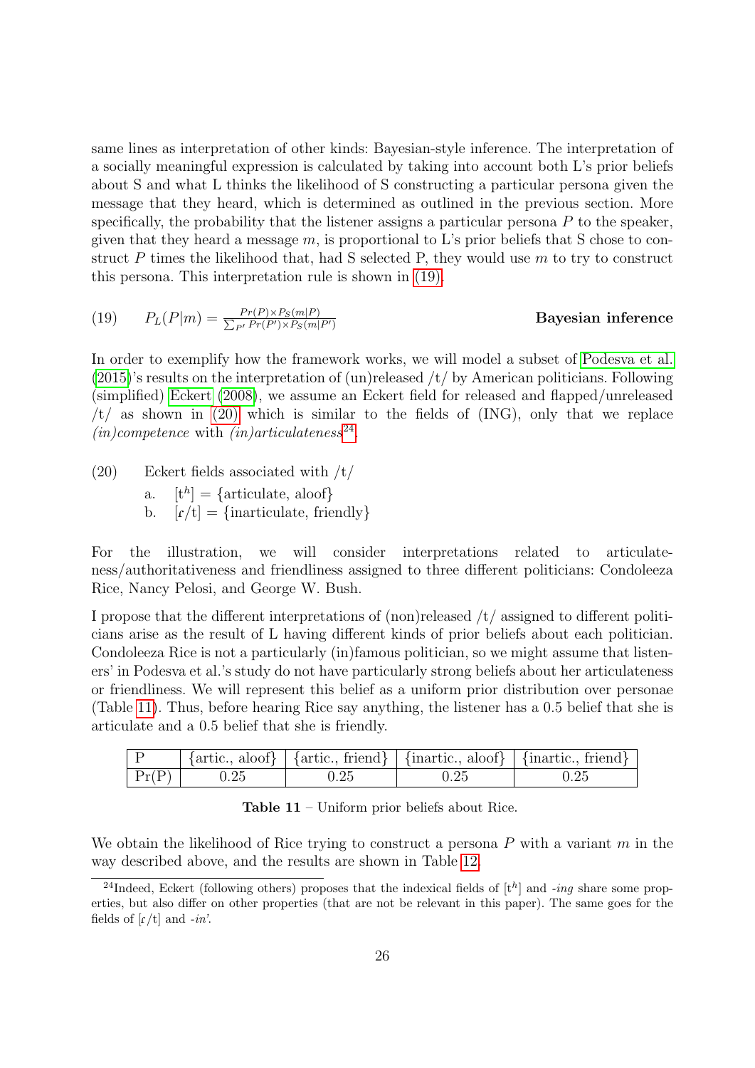same lines as interpretation of other kinds: Bayesian-style inference. The interpretation of a socially meaningful expression is calculated by taking into account both L's prior beliefs about S and what L thinks the likelihood of S constructing a particular persona given the message that they heard, which is determined as outlined in the previous section. More specifically, the probability that the listener assigns a particular persona $P$ to the speaker, given that they heard a message $m$, is proportional to L's prior beliefs that S chose to construct $P$ times the likelihood that, had S selected P, they would use $m$ to try to construct this persona. This interpretation rule is shown in (19).

(19) $$P_L(P|m) = \frac{Pr(P) \times P_S(m|P)}{\sum_{P'} Pr(P') \times P_S(m|P')}$$ **Bayesian inference**

In order to exemplify how the framework works, we will model a subset of Podesva et al. (2015)'s results on the interpretation of (un)released /t/ by American politicians. Following (simplified) Eckert (2008), we assume an Eckert field for released and flapped/unreleased /t/ as shown in (20) which is similar to the fields of (ING), only that we replace *(in)competence* with *(in)articulateness*[24].

(20) Eckert fields associated with /t/

a. $[t^h]$ = {articulate, aloof}

b. [ɾ/t] = {inarticulate, friendly}

For the illustration, we will consider interpretations related to articulateness/authoritativeness and friendliness assigned to three different politicians: Condoleeza Rice, Nancy Pelosi, and George W. Bush.

I propose that the different interpretations of (non)released /t/ assigned to different politicians arise as the result of L having different kinds of prior beliefs about each politician. Condoleeza Rice is not a particularly (in)famous politician, so we might assume that listeners' in Podesva et al.'s study do not have particularly strong beliefs about her articulateness or friendliness. We will represent this belief as a uniform prior distribution over personae (Table 11). Thus, before hearing Rice say anything, the listener has a 0.5 belief that she is articulate and a 0.5 belief that she is friendly.

| P | {artic., aloof} | {artic., friend} | {inartic., aloof} | {inartic., friend} |
|---|---|---|---|---|
| Pr(P) | 0.25 | 0.25 | 0.25 | 0.25 |

**Table 11** – Uniform prior beliefs about Rice.

We obtain the likelihood of Rice trying to construct a persona $P$ with a variant $m$ in the way described above, and the results are shown in Table 12.

[24] Indeed, Eckert (following others) proposes that the indexical fields of $[t^h]$ and *-ing* share some properties, but also differ on other properties (that are not be relevant in this paper). The same goes for the fields of [ɾ/t] and *-in'*.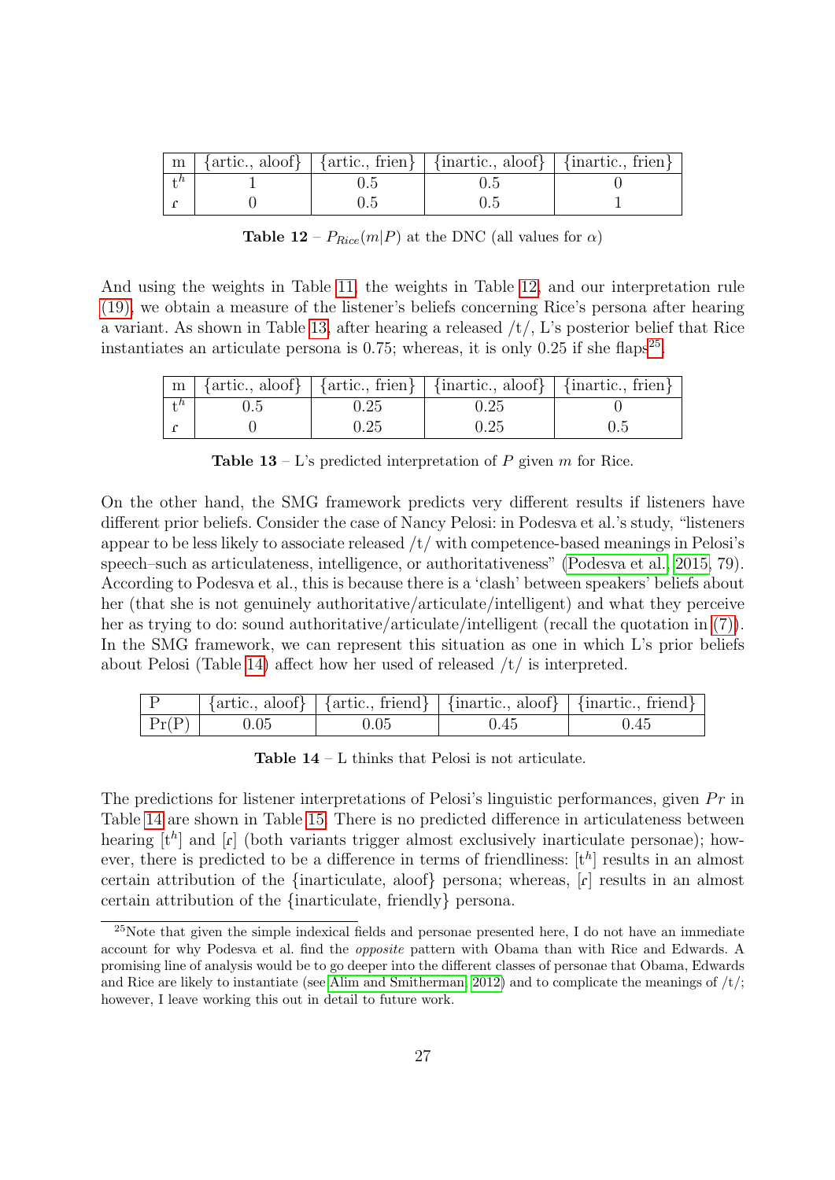| m | {artic., aloof} | {artic., frien} | {inartic., aloof} | {inartic., frien} |
|---|---|---|---|---|
| $t^h$ | 1 | 0.5 | 0.5 | 0 |
| $ɾ$ | 0 | 0.5 | 0.5 | 1 |

**Table 12** – $P_{Rice}(m|P)$ at the DNC (all values for $\alpha$)

And using the weights in Table 11, the weights in Table 12, and our interpretation rule (19), we obtain a measure of the listener's beliefs concerning Rice's persona after hearing a variant. As shown in Table 13, after hearing a released /t/, L's posterior belief that Rice instantiates an articulate persona is 0.75; whereas, it is only 0.25 if she flaps[25].

| m | {artic., aloof} | {artic., frien} | {inartic., aloof} | {inartic., frien} |
|---|---|---|---|---|
| $t^h$ | 0.5 | 0.25 | 0.25 | 0 |
| $ɾ$ | 0 | 0.25 | 0.25 | 0.5 |

**Table 13** – L's predicted interpretation of $P$ given $m$ for Rice.

On the other hand, the SMG framework predicts very different results if listeners have different prior beliefs. Consider the case of Nancy Pelosi: in Podesva et al.'s study, "listeners appear to be less likely to associate released /t/ with competence-based meanings in Pelosi's speech–such as articulateness, intelligence, or authoritativeness" (Podesva et al., 2015, 79). According to Podesva et al., this is because there is a 'clash' between speakers' beliefs about her (that she is not genuinely authoritative/articulate/intelligent) and what they perceive her as trying to do: sound authoritative/articulate/intelligent (recall the quotation in (7)). In the SMG framework, we can represent this situation as one in which L's prior beliefs about Pelosi (Table 14) affect how her used of released /t/ is interpreted.

| P | {artic., aloof} | {artic., friend} | {inartic., aloof} | {inartic., friend} |
|---|---|---|---|---|
| Pr(P) | 0.05 | 0.05 | 0.45 | 0.45 |

**Table 14** – L thinks that Pelosi is not articulate.

The predictions for listener interpretations of Pelosi's linguistic performances, given $Pr$ in Table 14 are shown in Table 15. There is no predicted difference in articulateness between hearing [$t^h$] and [$ɾ$] (both variants trigger almost exclusively inarticulate personae); however, there is predicted to be a difference in terms of friendliness: [$t^h$] results in an almost certain attribution of the {inarticulate, aloof} persona; whereas, [$ɾ$] results in an almost certain attribution of the {inarticulate, friendly} persona.

[25]Note that given the simple indexical fields and personae presented here, I do not have an immediate account for why Podesva et al. find the *opposite* pattern with Obama than with Rice and Edwards. A promising line of analysis would be to go deeper into the different classes of personae that Obama, Edwards and Rice are likely to instantiate (see Alim and Smitherman, 2012) and to complicate the meanings of /t/; however, I leave working this out in detail to future work.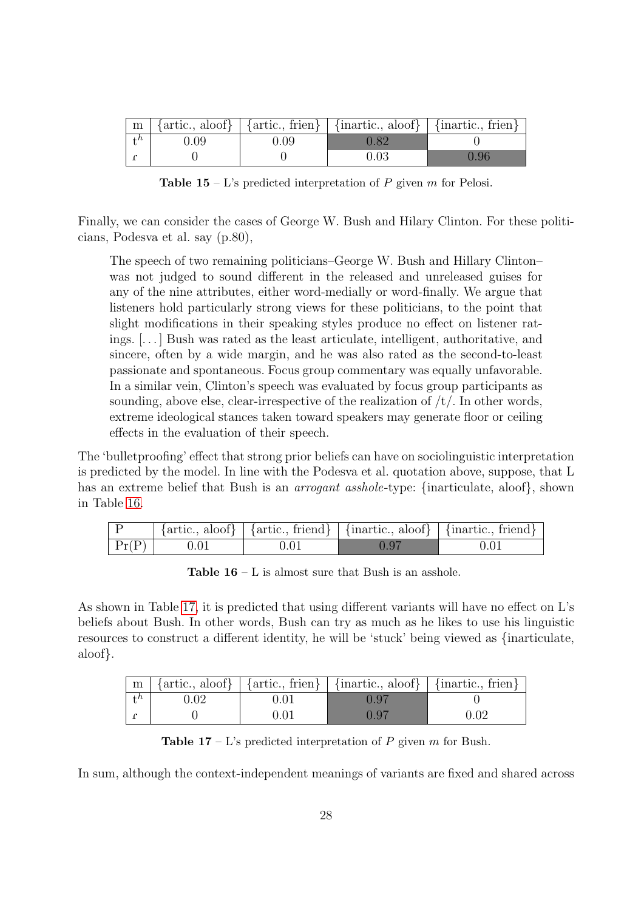| m | {artic., aloof} | {artic., frien} | {inartic., aloof} | {inartic., frien} |
|---|---|---|---|---|
| $t^h$ | 0.09 | 0.09 | 0.82 | 0 |
| $ɾ$ | 0 | 0 | 0.03 | 0.96 |

**Table 15** – L's predicted interpretation of $P$ given $m$ for Pelosi.

Finally, we can consider the cases of George W. Bush and Hilary Clinton. For these politicians, Podesva et al. say (p.80),

> The speech of two remaining politicians–George W. Bush and Hillary Clinton–was not judged to sound different in the released and unreleased guises for any of the nine attributes, either word-medially or word-finally. We argue that listeners hold particularly strong views for these politicians, to the point that slight modifications in their speaking styles produce no effect on listener ratings. [...] Bush was rated as the least articulate, intelligent, authoritative, and sincere, often by a wide margin, and he was also rated as the second-to-least passionate and spontaneous. Focus group commentary was equally unfavorable. In a similar vein, Clinton's speech was evaluated by focus group participants as sounding, above else, clear-irrespective of the realization of /t/. In other words, extreme ideological stances taken toward speakers may generate floor or ceiling effects in the evaluation of their speech.

The 'bulletproofing' effect that strong prior beliefs can have on sociolinguistic interpretation is predicted by the model. In line with the Podesva et al. quotation above, suppose, that L has an extreme belief that Bush is an *arrogant asshole*-type: {inarticulate, aloof}, shown in Table 16.

| P | {artic., aloof} | {artic., friend} | {inartic., aloof} | {inartic., friend} |
|---|---|---|---|---|
| Pr(P) | 0.01 | 0.01 | 0.97 | 0.01 |

**Table 16** – L is almost sure that Bush is an asshole.

As shown in Table 17, it is predicted that using different variants will have no effect on L's beliefs about Bush. In other words, Bush can try as much as he likes to use his linguistic resources to construct a different identity, he will be 'stuck' being viewed as {inarticulate, aloof}.

| m | {artic., aloof} | {artic., frien} | {inartic., aloof} | {inartic., frien} |
|---|---|---|---|---|
| $t^h$ | 0.02 | 0.01 | 0.97 | 0 |
| $ɾ$ | 0 | 0.01 | 0.97 | 0.02 |

**Table 17** – L's predicted interpretation of $P$ given $m$ for Bush.

In sum, although the context-independent meanings of variants are fixed and shared across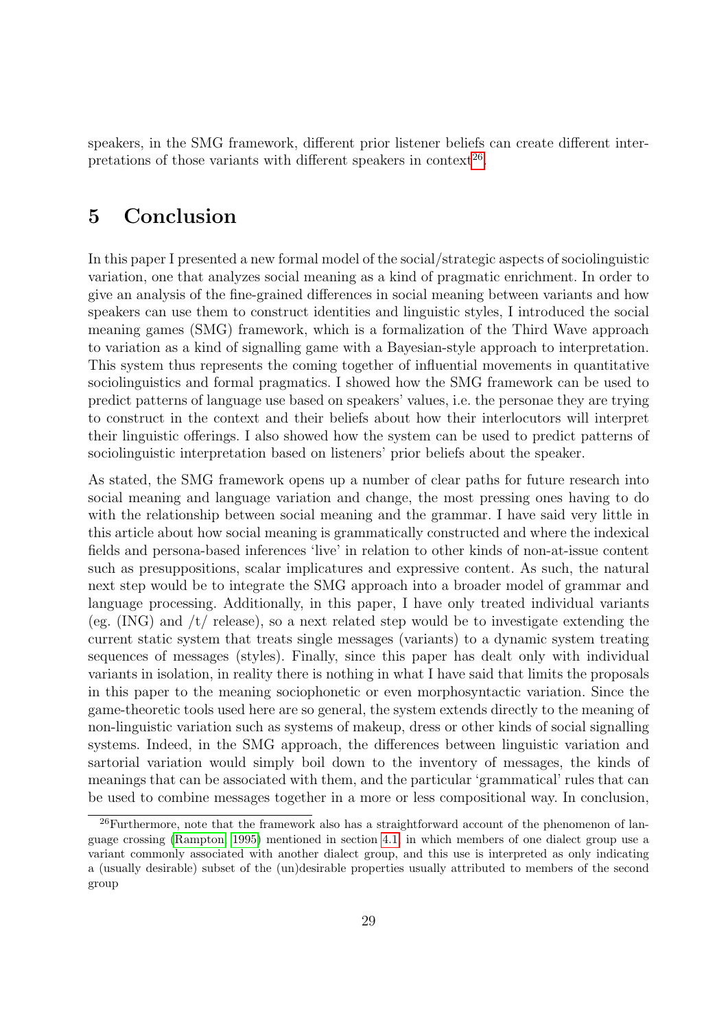speakers, in the SMG framework, different prior listener beliefs can create different interpretations of those variants with different speakers in context[26].

## 5 Conclusion

In this paper I presented a new formal model of the social/strategic aspects of sociolinguistic variation, one that analyzes social meaning as a kind of pragmatic enrichment. In order to give an analysis of the fine-grained differences in social meaning between variants and how speakers can use them to construct identities and linguistic styles, I introduced the social meaning games (SMG) framework, which is a formalization of the Third Wave approach to variation as a kind of signalling game with a Bayesian-style approach to interpretation. This system thus represents the coming together of influential movements in quantitative sociolinguistics and formal pragmatics. I showed how the SMG framework can be used to predict patterns of language use based on speakers' values, i.e. the personae they are trying to construct in the context and their beliefs about how their interlocutors will interpret their linguistic offerings. I also showed how the system can be used to predict patterns of sociolinguistic interpretation based on listeners' prior beliefs about the speaker.

As stated, the SMG framework opens up a number of clear paths for future research into social meaning and language variation and change, the most pressing ones having to do with the relationship between social meaning and the grammar. I have said very little in this article about how social meaning is grammatically constructed and where the indexical fields and persona-based inferences 'live' in relation to other kinds of non-at-issue content such as presuppositions, scalar implicatures and expressive content. As such, the natural next step would be to integrate the SMG approach into a broader model of grammar and language processing. Additionally, in this paper, I have only treated individual variants (eg. (ING) and /t/ release), so a next related step would be to investigate extending the current static system that treats single messages (variants) to a dynamic system treating sequences of messages (styles). Finally, since this paper has dealt only with individual variants in isolation, in reality there is nothing in what I have said that limits the proposals in this paper to the meaning sociophonetic or even morphosyntactic variation. Since the game-theoretic tools used here are so general, the system extends directly to the meaning of non-linguistic variation such as systems of makeup, dress or other kinds of social signalling systems. Indeed, in the SMG approach, the differences between linguistic variation and sartorial variation would simply boil down to the inventory of messages, the kinds of meanings that can be associated with them, and the particular 'grammatical' rules that can be used to combine messages together in a more or less compositional way. In conclusion,

[26]Furthermore, note that the framework also has a straightforward account of the phenomenon of language crossing (Rampton, 1995) mentioned in section 4.1, in which members of one dialect group use a variant commonly associated with another dialect group, and this use is interpreted as only indicating a (usually desirable) subset of the (un)desirable properties usually attributed to members of the second group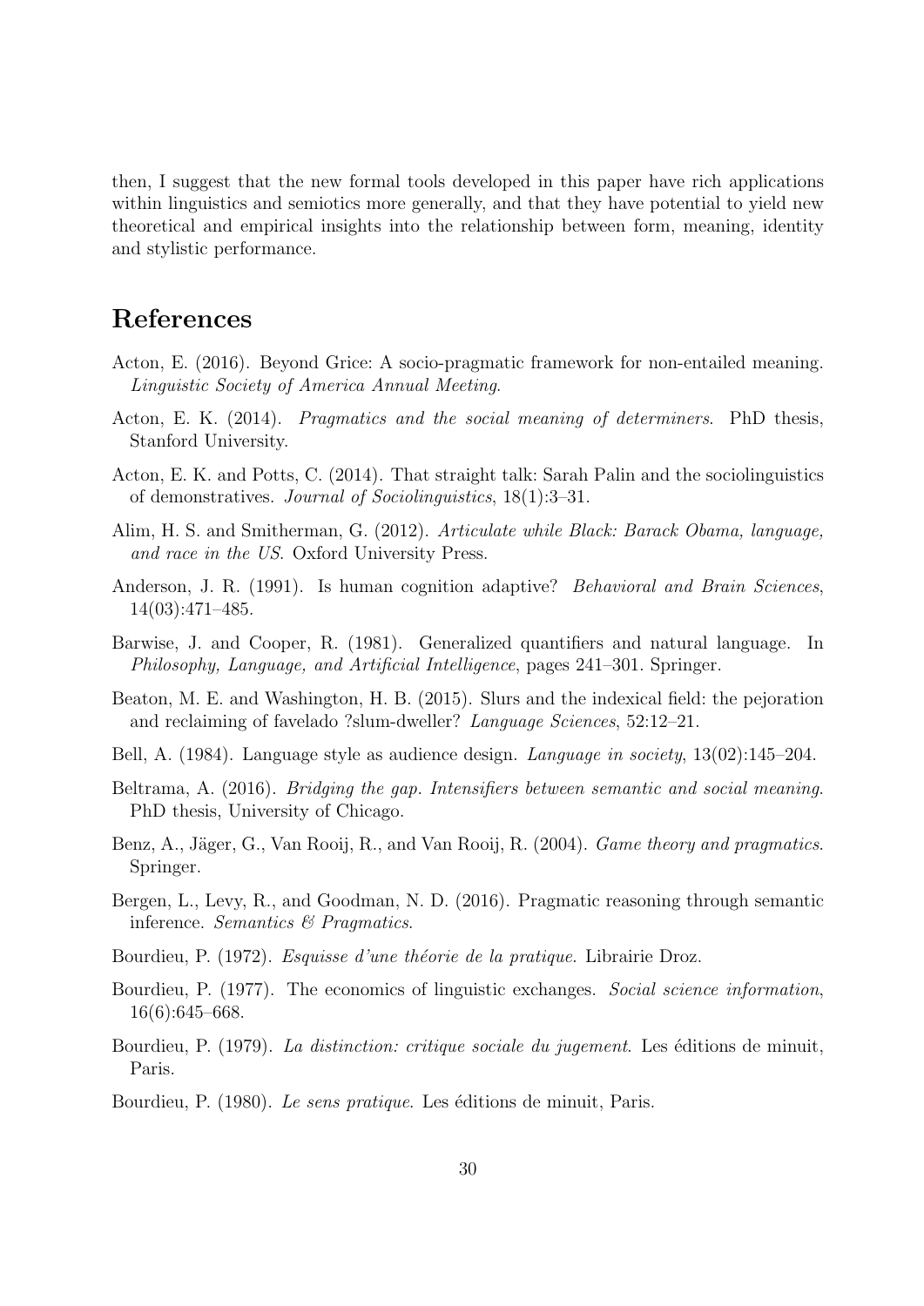then, I suggest that the new formal tools developed in this paper have rich applications within linguistics and semiotics more generally, and that they have potential to yield new theoretical and empirical insights into the relationship between form, meaning, identity and stylistic performance.

# References

Acton, E. (2016). Beyond Grice: A socio-pragmatic framework for non-entailed meaning. *Linguistic Society of America Annual Meeting*.

Acton, E. K. (2014). *Pragmatics and the social meaning of determiners*. PhD thesis, Stanford University.

Acton, E. K. and Potts, C. (2014). That straight talk: Sarah Palin and the sociolinguistics of demonstratives. *Journal of Sociolinguistics*, 18(1):3–31.

Alim, H. S. and Smitherman, G. (2012). *Articulate while Black: Barack Obama, language, and race in the US*. Oxford University Press.

Anderson, J. R. (1991). Is human cognition adaptive? *Behavioral and Brain Sciences*, 14(03):471–485.

Barwise, J. and Cooper, R. (1981). Generalized quantifiers and natural language. In *Philosophy, Language, and Artificial Intelligence*, pages 241–301. Springer.

Beaton, M. E. and Washington, H. B. (2015). Slurs and the indexical field: the pejoration and reclaiming of favelado ?slum-dweller? *Language Sciences*, 52:12–21.

Bell, A. (1984). Language style as audience design. *Language in society*, 13(02):145–204.

Beltrama, A. (2016). *Bridging the gap. Intensifiers between semantic and social meaning*. PhD thesis, University of Chicago.

Benz, A., Jäger, G., Van Rooij, R., and Van Rooij, R. (2004). *Game theory and pragmatics*. Springer.

Bergen, L., Levy, R., and Goodman, N. D. (2016). Pragmatic reasoning through semantic inference. *Semantics & Pragmatics*.

Bourdieu, P. (1972). *Esquisse d'une théorie de la pratique*. Librairie Droz.

Bourdieu, P. (1977). The economics of linguistic exchanges. *Social science information*, 16(6):645–668.

Bourdieu, P. (1979). *La distinction: critique sociale du jugement*. Les éditions de minuit, Paris.

Bourdieu, P. (1980). *Le sens pratique*. Les éditions de minuit, Paris.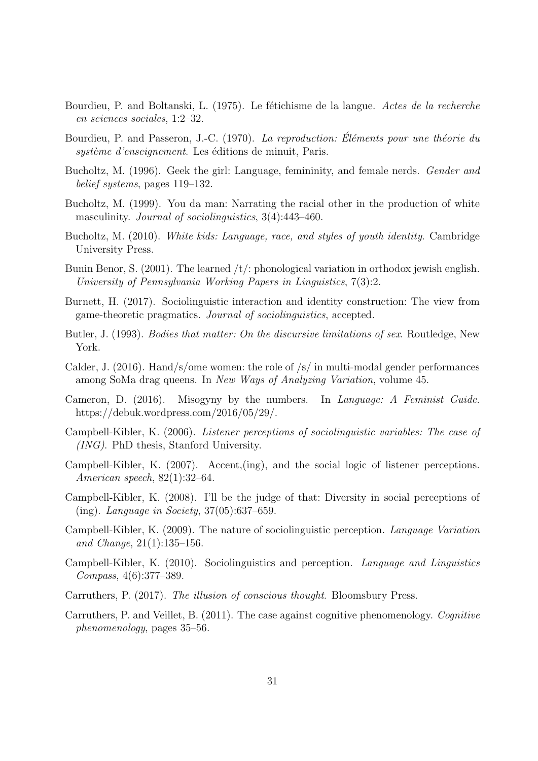Bourdieu, P. and Boltanski, L. (1975). Le fétichisme de la langue. *Actes de la recherche en sciences sociales*, 1:2–32.

Bourdieu, P. and Passeron, J.-C. (1970). *La reproduction: Éléments pour une théorie du système d'enseignement*. Les éditions de minuit, Paris.

Bucholtz, M. (1996). Geek the girl: Language, femininity, and female nerds. *Gender and belief systems*, pages 119–132.

Bucholtz, M. (1999). You da man: Narrating the racial other in the production of white masculinity. *Journal of sociolinguistics*, 3(4):443–460.

Bucholtz, M. (2010). *White kids: Language, race, and styles of youth identity*. Cambridge University Press.

Bunin Benor, S. (2001). The learned /t/: phonological variation in orthodox jewish english. *University of Pennsylvania Working Papers in Linguistics*, 7(3):2.

Burnett, H. (2017). Sociolinguistic interaction and identity construction: The view from game-theoretic pragmatics. *Journal of sociolinguistics*, accepted.

Butler, J. (1993). *Bodies that matter: On the discursive limitations of sex*. Routledge, New York.

Calder, J. (2016). Hand/s/ome women: the role of /s/ in multi-modal gender performances among SoMa drag queens. In *New Ways of Analyzing Variation*, volume 45.

Cameron, D. (2016). Misogyny by the numbers. In *Language: A Feminist Guide*. https://debuk.wordpress.com/2016/05/29/.

Campbell-Kibler, K. (2006). *Listener perceptions of sociolinguistic variables: The case of (ING)*. PhD thesis, Stanford University.

Campbell-Kibler, K. (2007). Accent,(ing), and the social logic of listener perceptions. *American speech*, 82(1):32–64.

Campbell-Kibler, K. (2008). I'll be the judge of that: Diversity in social perceptions of (ing). *Language in Society*, 37(05):637–659.

Campbell-Kibler, K. (2009). The nature of sociolinguistic perception. *Language Variation and Change*, 21(1):135–156.

Campbell-Kibler, K. (2010). Sociolinguistics and perception. *Language and Linguistics Compass*, 4(6):377–389.

Carruthers, P. (2017). *The illusion of conscious thought*. Bloomsbury Press.

Carruthers, P. and Veillet, B. (2011). The case against cognitive phenomenology. *Cognitive phenomenology*, pages 35–56.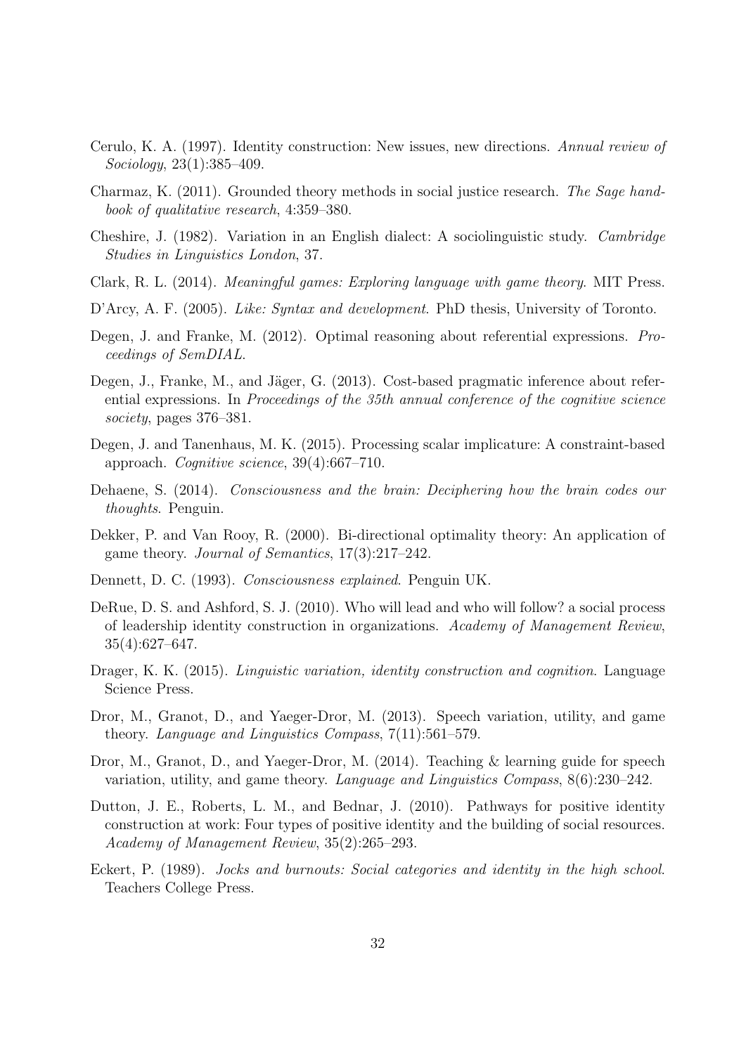Cerulo, K. A. (1997). Identity construction: New issues, new directions. *Annual review of Sociology*, 23(1):385–409.

Charmaz, K. (2011). Grounded theory methods in social justice research. *The Sage handbook of qualitative research*, 4:359–380.

Cheshire, J. (1982). Variation in an English dialect: A sociolinguistic study. *Cambridge Studies in Linguistics London*, 37.

Clark, R. L. (2014). *Meaningful games: Exploring language with game theory*. MIT Press.

D'Arcy, A. F. (2005). *Like: Syntax and development*. PhD thesis, University of Toronto.

Degen, J. and Franke, M. (2012). Optimal reasoning about referential expressions. *Proceedings of SemDIAL*.

Degen, J., Franke, M., and Jäger, G. (2013). Cost-based pragmatic inference about referential expressions. In *Proceedings of the 35th annual conference of the cognitive science society*, pages 376–381.

Degen, J. and Tanenhaus, M. K. (2015). Processing scalar implicature: A constraint-based approach. *Cognitive science*, 39(4):667–710.

Dehaene, S. (2014). *Consciousness and the brain: Deciphering how the brain codes our thoughts*. Penguin.

Dekker, P. and Van Rooy, R. (2000). Bi-directional optimality theory: An application of game theory. *Journal of Semantics*, 17(3):217–242.

Dennett, D. C. (1993). *Consciousness explained*. Penguin UK.

DeRue, D. S. and Ashford, S. J. (2010). Who will lead and who will follow? a social process of leadership identity construction in organizations. *Academy of Management Review*, 35(4):627–647.

Drager, K. K. (2015). *Linguistic variation, identity construction and cognition*. Language Science Press.

Dror, M., Granot, D., and Yaeger-Dror, M. (2013). Speech variation, utility, and game theory. *Language and Linguistics Compass*, 7(11):561–579.

Dror, M., Granot, D., and Yaeger-Dror, M. (2014). Teaching & learning guide for speech variation, utility, and game theory. *Language and Linguistics Compass*, 8(6):230–242.

Dutton, J. E., Roberts, L. M., and Bednar, J. (2010). Pathways for positive identity construction at work: Four types of positive identity and the building of social resources. *Academy of Management Review*, 35(2):265–293.

Eckert, P. (1989). *Jocks and burnouts: Social categories and identity in the high school*. Teachers College Press.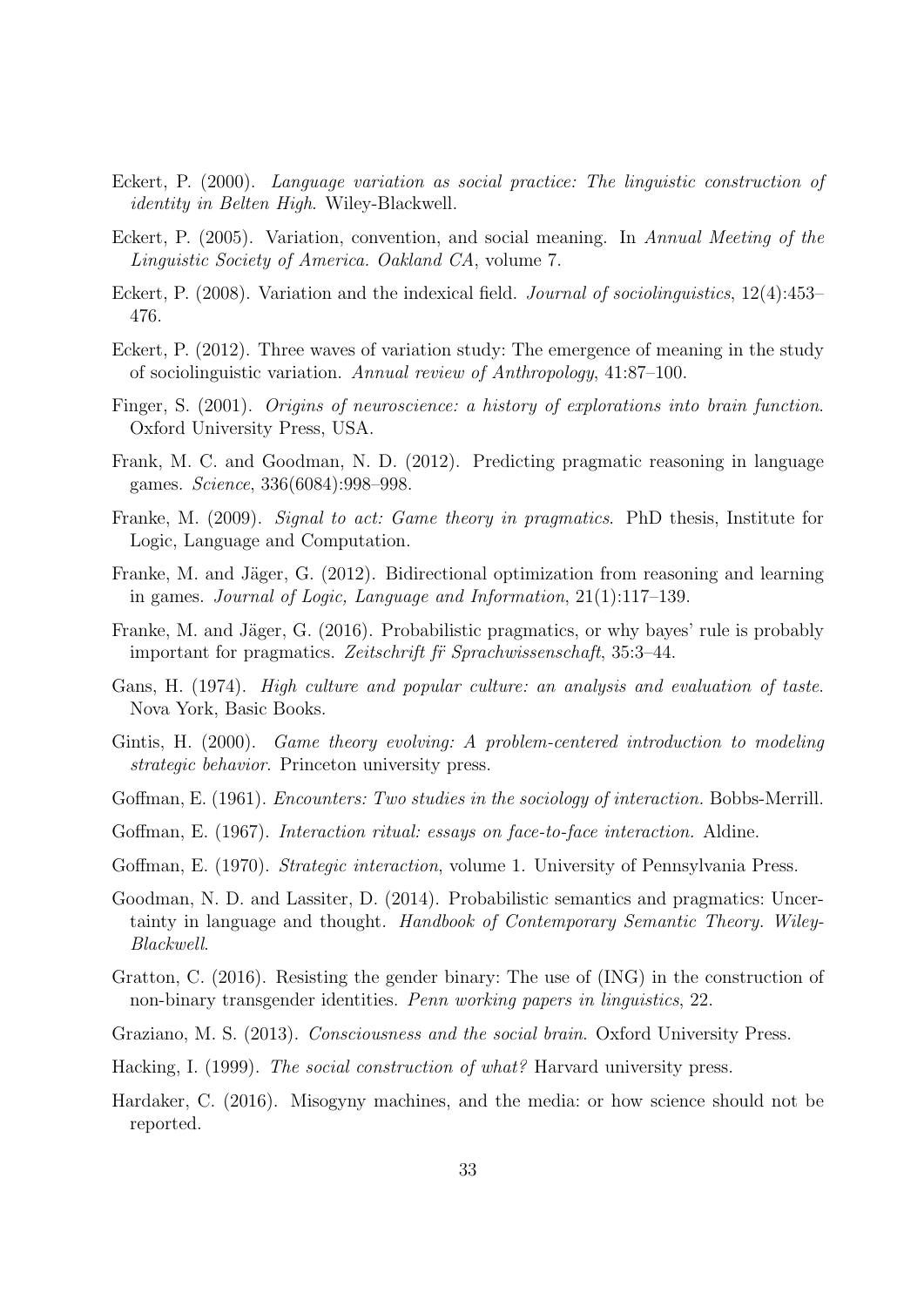Eckert, P. (2000). *Language variation as social practice: The linguistic construction of identity in Belten High*. Wiley-Blackwell.

Eckert, P. (2005). Variation, convention, and social meaning. In *Annual Meeting of the Linguistic Society of America. Oakland CA*, volume 7.

Eckert, P. (2008). Variation and the indexical field. *Journal of sociolinguistics*, 12(4):453–476.

Eckert, P. (2012). Three waves of variation study: The emergence of meaning in the study of sociolinguistic variation. *Annual review of Anthropology*, 41:87–100.

Finger, S. (2001). *Origins of neuroscience: a history of explorations into brain function*. Oxford University Press, USA.

Frank, M. C. and Goodman, N. D. (2012). Predicting pragmatic reasoning in language games. *Science*, 336(6084):998–998.

Franke, M. (2009). *Signal to act: Game theory in pragmatics*. PhD thesis, Institute for Logic, Language and Computation.

Franke, M. and Jäger, G. (2012). Bidirectional optimization from reasoning and learning in games. *Journal of Logic, Language and Information*, 21(1):117–139.

Franke, M. and Jäger, G. (2016). Probabilistic pragmatics, or why bayes' rule is probably important for pragmatics. *Zeitschrift fr̈ Sprachwissenschaft*, 35:3–44.

Gans, H. (1974). *High culture and popular culture: an analysis and evaluation of taste*. Nova York, Basic Books.

Gintis, H. (2000). *Game theory evolving: A problem-centered introduction to modeling strategic behavior*. Princeton university press.

Goffman, E. (1961). *Encounters: Two studies in the sociology of interaction.* Bobbs-Merrill.

Goffman, E. (1967). *Interaction ritual: essays on face-to-face interaction.* Aldine.

Goffman, E. (1970). *Strategic interaction*, volume 1. University of Pennsylvania Press.

Goodman, N. D. and Lassiter, D. (2014). Probabilistic semantics and pragmatics: Uncertainty in language and thought. *Handbook of Contemporary Semantic Theory. Wiley-Blackwell*.

Gratton, C. (2016). Resisting the gender binary: The use of (ING) in the construction of non-binary transgender identities. *Penn working papers in linguistics*, 22.

Graziano, M. S. (2013). *Consciousness and the social brain*. Oxford University Press.

Hacking, I. (1999). *The social construction of what?* Harvard university press.

Hardaker, C. (2016). Misogyny machines, and the media: or how science should not be reported.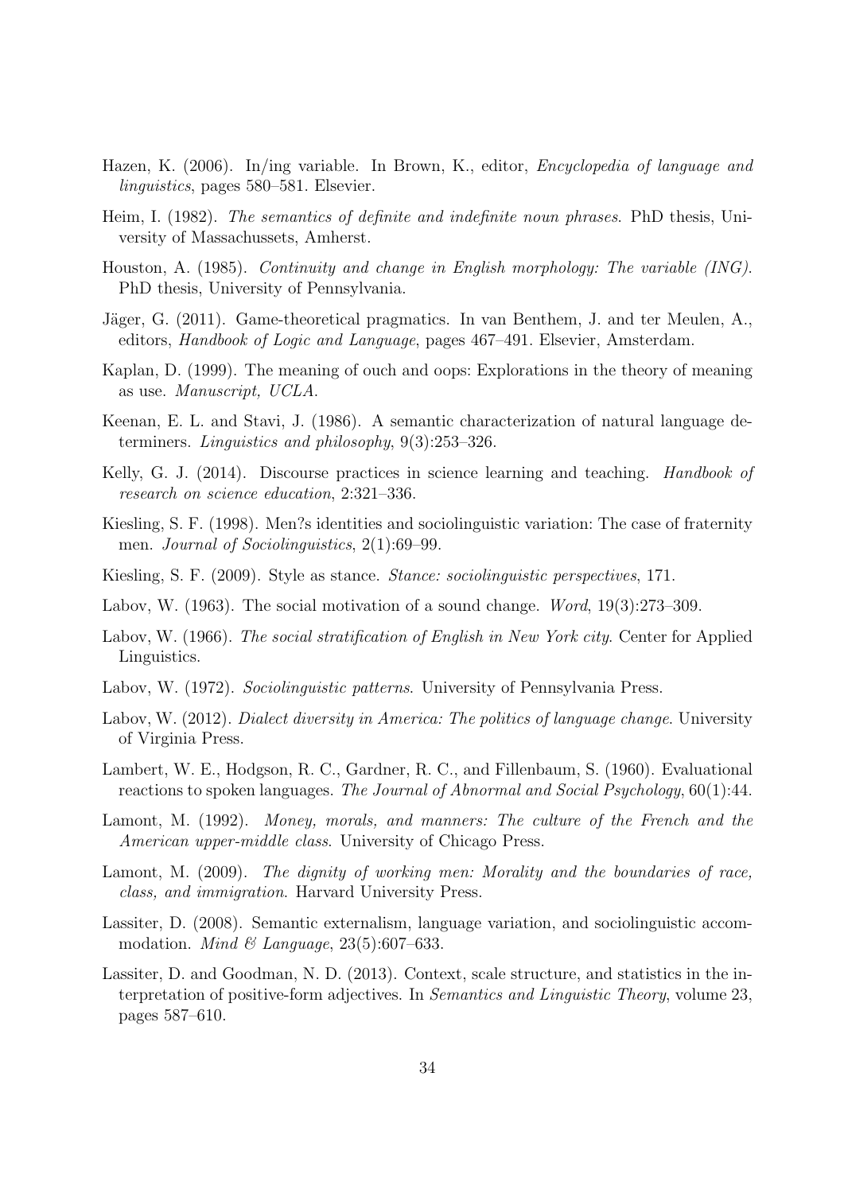Hazen, K. (2006). In/ing variable. In Brown, K., editor, *Encyclopedia of language and linguistics*, pages 580–581. Elsevier.

Heim, I. (1982). *The semantics of definite and indefinite noun phrases*. PhD thesis, University of Massachussets, Amherst.

Houston, A. (1985). *Continuity and change in English morphology: The variable (ING)*. PhD thesis, University of Pennsylvania.

Jäger, G. (2011). Game-theoretical pragmatics. In van Benthem, J. and ter Meulen, A., editors, *Handbook of Logic and Language*, pages 467–491. Elsevier, Amsterdam.

Kaplan, D. (1999). The meaning of ouch and oops: Explorations in the theory of meaning as use. *Manuscript, UCLA*.

Keenan, E. L. and Stavi, J. (1986). A semantic characterization of natural language determiners. *Linguistics and philosophy*, 9(3):253–326.

Kelly, G. J. (2014). Discourse practices in science learning and teaching. *Handbook of research on science education*, 2:321–336.

Kiesling, S. F. (1998). Men?s identities and sociolinguistic variation: The case of fraternity men. *Journal of Sociolinguistics*, 2(1):69–99.

Kiesling, S. F. (2009). Style as stance. *Stance: sociolinguistic perspectives*, 171.

Labov, W. (1963). The social motivation of a sound change. *Word*, 19(3):273–309.

Labov, W. (1966). *The social stratification of English in New York city*. Center for Applied Linguistics.

Labov, W. (1972). *Sociolinguistic patterns*. University of Pennsylvania Press.

Labov, W. (2012). *Dialect diversity in America: The politics of language change*. University of Virginia Press.

Lambert, W. E., Hodgson, R. C., Gardner, R. C., and Fillenbaum, S. (1960). Evaluational reactions to spoken languages. *The Journal of Abnormal and Social Psychology*, 60(1):44.

Lamont, M. (1992). *Money, morals, and manners: The culture of the French and the American upper-middle class*. University of Chicago Press.

Lamont, M. (2009). *The dignity of working men: Morality and the boundaries of race, class, and immigration*. Harvard University Press.

Lassiter, D. (2008). Semantic externalism, language variation, and sociolinguistic accommodation. *Mind & Language*, 23(5):607–633.

Lassiter, D. and Goodman, N. D. (2013). Context, scale structure, and statistics in the interpretation of positive-form adjectives. In *Semantics and Linguistic Theory*, volume 23, pages 587–610.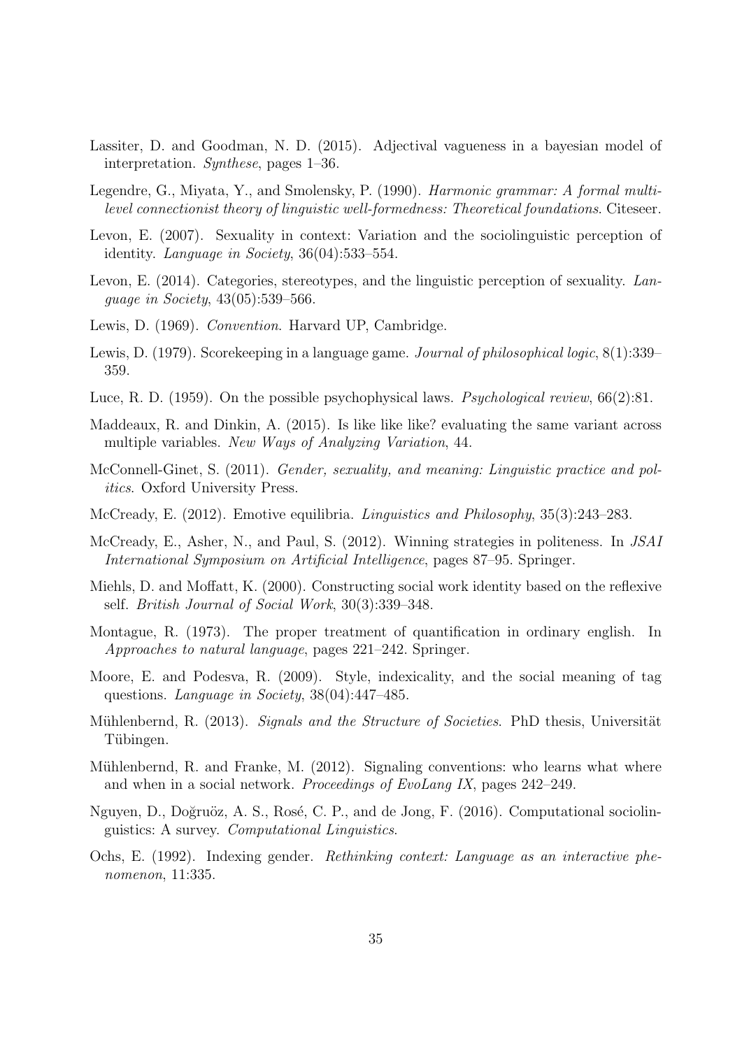Lassiter, D. and Goodman, N. D. (2015). Adjectival vagueness in a bayesian model of interpretation. *Synthese*, pages 1–36.

Legendre, G., Miyata, Y., and Smolensky, P. (1990). *Harmonic grammar: A formal multi-level connectionist theory of linguistic well-formedness: Theoretical foundations*. Citeseer.

Levon, E. (2007). Sexuality in context: Variation and the sociolinguistic perception of identity. *Language in Society*, 36(04):533–554.

Levon, E. (2014). Categories, stereotypes, and the linguistic perception of sexuality. *Language in Society*, 43(05):539–566.

Lewis, D. (1969). *Convention*. Harvard UP, Cambridge.

Lewis, D. (1979). Scorekeeping in a language game. *Journal of philosophical logic*, 8(1):339–359.

Luce, R. D. (1959). On the possible psychophysical laws. *Psychological review*, 66(2):81.

Maddeaux, R. and Dinkin, A. (2015). Is like like like? evaluating the same variant across multiple variables. *New Ways of Analyzing Variation*, 44.

McConnell-Ginet, S. (2011). *Gender, sexuality, and meaning: Linguistic practice and politics*. Oxford University Press.

McCready, E. (2012). Emotive equilibria. *Linguistics and Philosophy*, 35(3):243–283.

McCready, E., Asher, N., and Paul, S. (2012). Winning strategies in politeness. In *JSAI International Symposium on Artificial Intelligence*, pages 87–95. Springer.

Miehls, D. and Moffatt, K. (2000). Constructing social work identity based on the reflexive self. *British Journal of Social Work*, 30(3):339–348.

Montague, R. (1973). The proper treatment of quantification in ordinary english. In *Approaches to natural language*, pages 221–242. Springer.

Moore, E. and Podesva, R. (2009). Style, indexicality, and the social meaning of tag questions. *Language in Society*, 38(04):447–485.

Mühlenbernd, R. (2013). *Signals and the Structure of Societies*. PhD thesis, Universität Tübingen.

Mühlenbernd, R. and Franke, M. (2012). Signaling conventions: who learns what where and when in a social network. *Proceedings of EvoLang IX*, pages 242–249.

Nguyen, D., Doğruöz, A. S., Rosé, C. P., and de Jong, F. (2016). Computational sociolinguistics: A survey. *Computational Linguistics*.

Ochs, E. (1992). Indexing gender. *Rethinking context: Language as an interactive phenomenon*, 11:335.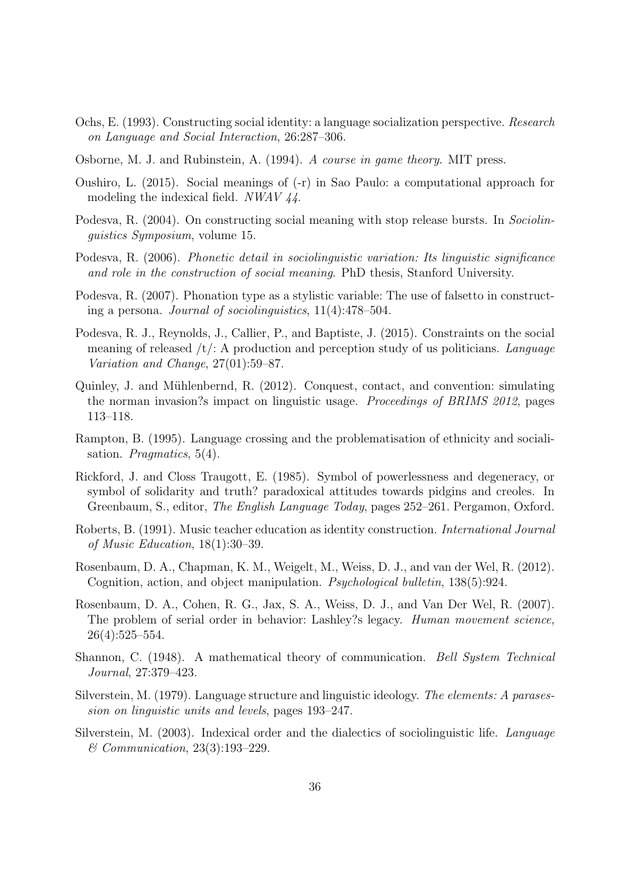Ochs, E. (1993). Constructing social identity: a language socialization perspective. *Research on Language and Social Interaction*, 26:287–306.

Osborne, M. J. and Rubinstein, A. (1994). *A course in game theory*. MIT press.

Oushiro, L. (2015). Social meanings of (-r) in Sao Paulo: a computational approach for modeling the indexical field. *NWAV 44*.

Podesva, R. (2004). On constructing social meaning with stop release bursts. In *Sociolinguistics Symposium*, volume 15.

Podesva, R. (2006). *Phonetic detail in sociolinguistic variation: Its linguistic significance and role in the construction of social meaning*. PhD thesis, Stanford University.

Podesva, R. (2007). Phonation type as a stylistic variable: The use of falsetto in constructing a persona. *Journal of sociolinguistics*, 11(4):478–504.

Podesva, R. J., Reynolds, J., Callier, P., and Baptiste, J. (2015). Constraints on the social meaning of released /t/: A production and perception study of us politicians. *Language Variation and Change*, 27(01):59–87.

Quinley, J. and Mühlenbernd, R. (2012). Conquest, contact, and convention: simulating the norman invasion?s impact on linguistic usage. *Proceedings of BRIMS 2012*, pages 113–118.

Rampton, B. (1995). Language crossing and the problematisation of ethnicity and socialisation. *Pragmatics*, 5(4).

Rickford, J. and Closs Traugott, E. (1985). Symbol of powerlessness and degeneracy, or symbol of solidarity and truth? paradoxical attitudes towards pidgins and creoles. In Greenbaum, S., editor, *The English Language Today*, pages 252–261. Pergamon, Oxford.

Roberts, B. (1991). Music teacher education as identity construction. *International Journal of Music Education*, 18(1):30–39.

Rosenbaum, D. A., Chapman, K. M., Weigelt, M., Weiss, D. J., and van der Wel, R. (2012). Cognition, action, and object manipulation. *Psychological bulletin*, 138(5):924.

Rosenbaum, D. A., Cohen, R. G., Jax, S. A., Weiss, D. J., and Van Der Wel, R. (2007). The problem of serial order in behavior: Lashley?s legacy. *Human movement science*, 26(4):525–554.

Shannon, C. (1948). A mathematical theory of communication. *Bell System Technical Journal*, 27:379–423.

Silverstein, M. (1979). Language structure and linguistic ideology. *The elements: A parasession on linguistic units and levels*, pages 193–247.

Silverstein, M. (2003). Indexical order and the dialectics of sociolinguistic life. *Language & Communication*, 23(3):193–229.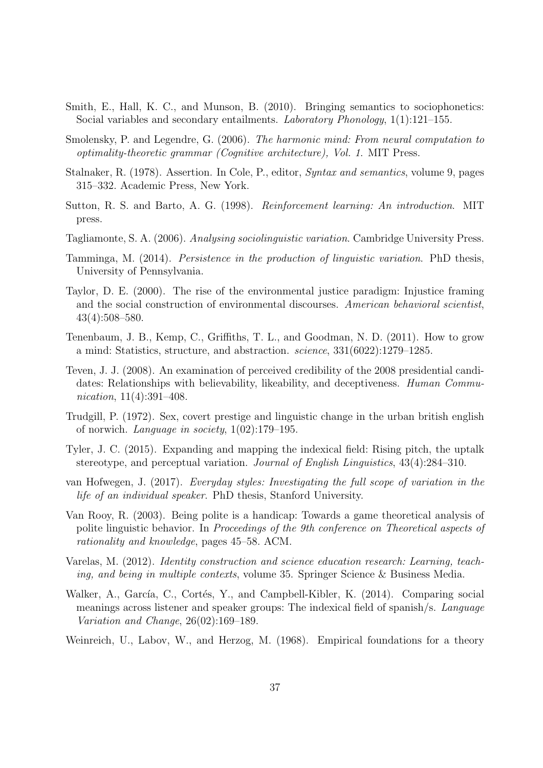Smith, E., Hall, K. C., and Munson, B. (2010). Bringing semantics to sociophonetics: Social variables and secondary entailments. *Laboratory Phonology*, 1(1):121–155.

Smolensky, P. and Legendre, G. (2006). *The harmonic mind: From neural computation to optimality-theoretic grammar (Cognitive architecture), Vol. 1.* MIT Press.

Stalnaker, R. (1978). Assertion. In Cole, P., editor, *Syntax and semantics*, volume 9, pages 315–332. Academic Press, New York.

Sutton, R. S. and Barto, A. G. (1998). *Reinforcement learning: An introduction*. MIT press.

Tagliamonte, S. A. (2006). *Analysing sociolinguistic variation*. Cambridge University Press.

Tamminga, M. (2014). *Persistence in the production of linguistic variation*. PhD thesis, University of Pennsylvania.

Taylor, D. E. (2000). The rise of the environmental justice paradigm: Injustice framing and the social construction of environmental discourses. *American behavioral scientist*, 43(4):508–580.

Tenenbaum, J. B., Kemp, C., Griffiths, T. L., and Goodman, N. D. (2011). How to grow a mind: Statistics, structure, and abstraction. *science*, 331(6022):1279–1285.

Teven, J. J. (2008). An examination of perceived credibility of the 2008 presidential candidates: Relationships with believability, likeability, and deceptiveness. *Human Communication*, 11(4):391–408.

Trudgill, P. (1972). Sex, covert prestige and linguistic change in the urban british english of norwich. *Language in society*, 1(02):179–195.

Tyler, J. C. (2015). Expanding and mapping the indexical field: Rising pitch, the uptalk stereotype, and perceptual variation. *Journal of English Linguistics*, 43(4):284–310.

van Hofwegen, J. (2017). *Everyday styles: Investigating the full scope of variation in the life of an individual speaker*. PhD thesis, Stanford University.

Van Rooy, R. (2003). Being polite is a handicap: Towards a game theoretical analysis of polite linguistic behavior. In *Proceedings of the 9th conference on Theoretical aspects of rationality and knowledge*, pages 45–58. ACM.

Varelas, M. (2012). *Identity construction and science education research: Learning, teaching, and being in multiple contexts*, volume 35. Springer Science & Business Media.

Walker, A., García, C., Cortés, Y., and Campbell-Kibler, K. (2014). Comparing social meanings across listener and speaker groups: The indexical field of spanish/s. *Language Variation and Change*, 26(02):169–189.

Weinreich, U., Labov, W., and Herzog, M. (1968). Empirical foundations for a theory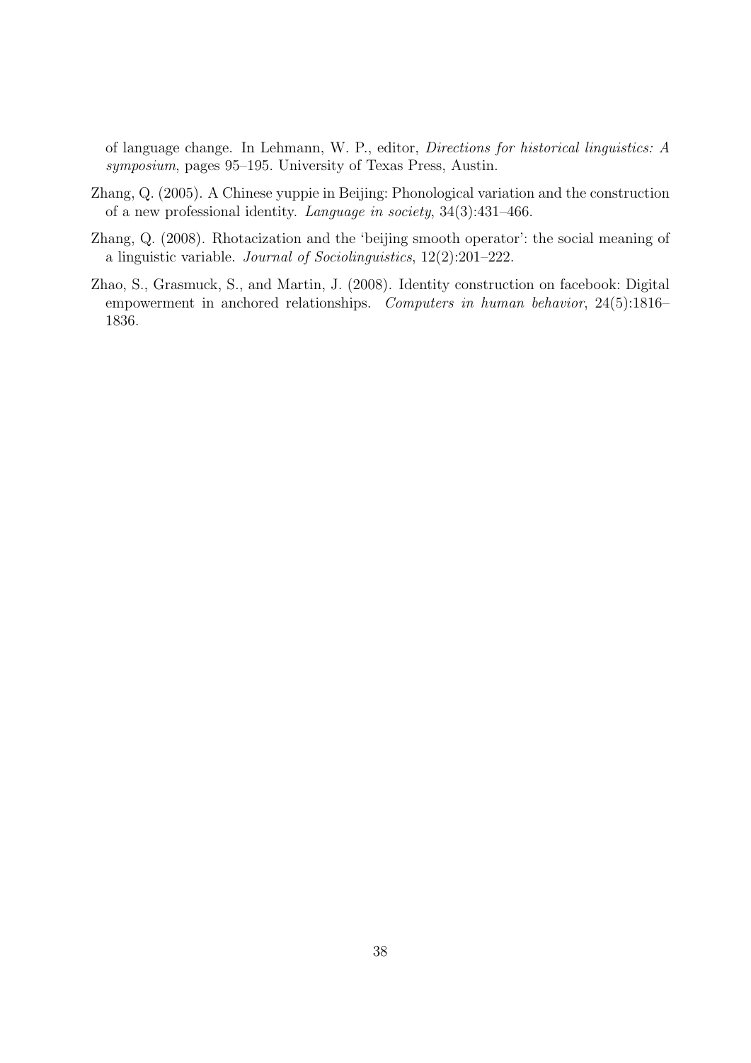of language change. In Lehmann, W. P., editor, *Directions for historical linguistics: A symposium*, pages 95–195. University of Texas Press, Austin.

Zhang, Q. (2005). A Chinese yuppie in Beijing: Phonological variation and the construction of a new professional identity. *Language in society*, 34(3):431–466.

Zhang, Q. (2008). Rhotacization and the 'beijing smooth operator': the social meaning of a linguistic variable. *Journal of Sociolinguistics*, 12(2):201–222.

Zhao, S., Grasmuck, S., and Martin, J. (2008). Identity construction on facebook: Digital empowerment in anchored relationships. *Computers in human behavior*, 24(5):1816–1836.